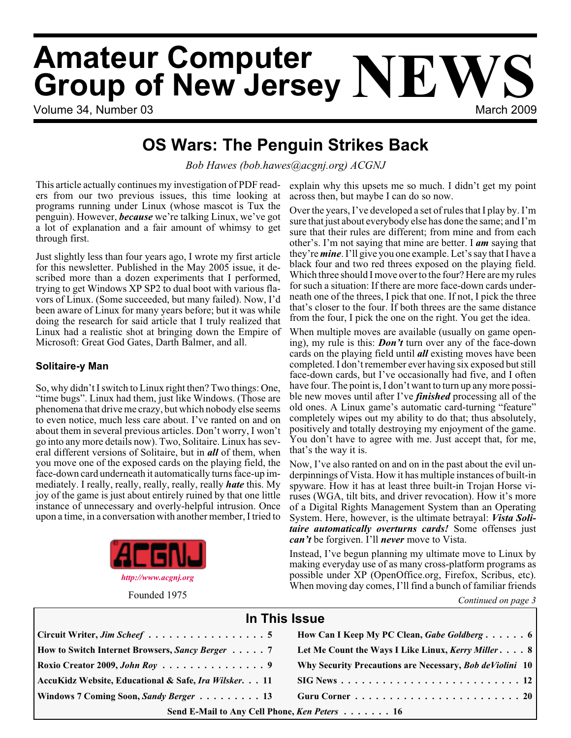# Amateur Computer Group of New Jersey NEWS

Volume 34, Number 03 — March 2009

## OS Wars: The Penguin Strikes Back

*Bob Hawes (bob.hawes@acgnj.org) ACGNJ*

This article actually continues my investigation of PDF readers from our two previous issues, this time looking at programs running under Linux (whose mascot is Tux the penguin). However, ***because*** we're talking Linux, we've got a lot of explanation and a fair amount of whimsy to get through first.

Just slightly less than four years ago, I wrote my first article for this newsletter. Published in the May 2005 issue, it described more than a dozen experiments that I performed, trying to get Windows XP SP2 to dual boot with various flavors of Linux. (Some succeeded, but many failed). Now, I'd been aware of Linux for many years before; but it was while doing the research for said article that I truly realized that Linux had a realistic shot at bringing down the Empire of Microsoft: Great God Gates, Darth Balmer, and all.

### Solitaire-y Man

So, why didn't I switch to Linux right then? Two things: One, "time bugs". Linux had them, just like Windows. (Those are phenomena that drive me crazy, but which nobody else seems to even notice, much less care about. I've ranted on and on about them in several previous articles. Don't worry, I won't go into any more details now). Two, Solitaire. Linux has several different versions of Solitaire, but in ***all*** of them, when you move one of the exposed cards on the playing field, the face-down card underneath it automatically turns face-up immediately. I really, really, really, really, really ***hate*** this. My joy of the game is just about entirely ruined by that one little instance of unnecessary and overly-helpful intrusion. Once upon a time, in a conversation with another member, I tried to explain why this upsets me so much. I didn't get my point across then, but maybe I can do so now.

Over the years, I've developed a set of rules that I play by. I'm sure that just about everybody else has done the same; and I'm sure that their rules are different; from mine and from each other's. I'm not saying that mine are better. I ***am*** saying that they're ***mine***. I'll give you one example. Let's say that I have a black four and two red threes exposed on the playing field. Which three should I move over to the four? Here are my rules for such a situation: If there are more face-down cards underneath one of the threes, I pick that one. If not, I pick the three that's closer to the four. If both threes are the same distance from the four, I pick the one on the right. You get the idea.

When multiple moves are available (usually on game opening), my rule is this: ***Don't*** turn over any of the face-down cards on the playing field until ***all*** existing moves have been completed. I don't remember ever having six exposed but still face-down cards, but I've occasionally had five, and I often have four. The point is, I don't want to turn up any more possible new moves until after I've ***finished*** processing all of the old ones. A Linux game's automatic card-turning "feature" completely wipes out my ability to do that; thus absolutely, positively and totally destroying my enjoyment of the game. You don't have to agree with me. Just accept that, for me, that's the way it is.

Now, I've also ranted on and on in the past about the evil underpinnings of Vista. How it has multiple instances of built-in spyware. How it has at least three built-in Trojan Horse viruses (WGA, tilt bits, and driver revocation). How it's more of a Digital Rights Management System than an Operating System. Here, however, is the ultimate betrayal: ***Vista Solitaire automatically overturns cards!*** Some offenses just ***can't*** be forgiven. I'll ***never*** move to Vista.

Instead, I've begun planning my ultimate move to Linux by making everyday use of as many cross-platform programs as possible under XP (OpenOffice.org, Firefox, Scribus, etc). When moving day comes, I'll find a bunch of familiar friends

*Continued on page 3*

ACGNJ — *http://www.acgnj.org* — Founded 1975

## In This Issue

| | |
|---|---|
| Circuit Writer, *Jim Scheef* . . . 5 | How Can I Keep My PC Clean, *Gabe Goldberg* . . . 6 |
| How to Switch Internet Browsers, *Sancy Berger* . . . 7 | Let Me Count the Ways I Like Linux, *Kerry Miller* . . . 8 |
| Roxio Creator 2009, *John Roy* . . . 9 | Why Security Precautions are Necessary, *Bob deViolini* 10 |
| AccuKidz Website, Educational & Safe, *Ira Wilsker* . . . 11 | SIG News . . . 12 |
| Windows 7 Coming Soon, *Sandy Berger* . . . 13 | Guru Corner . . . 20 |

Send E-Mail to Any Cell Phone, *Ken Peters* . . . 16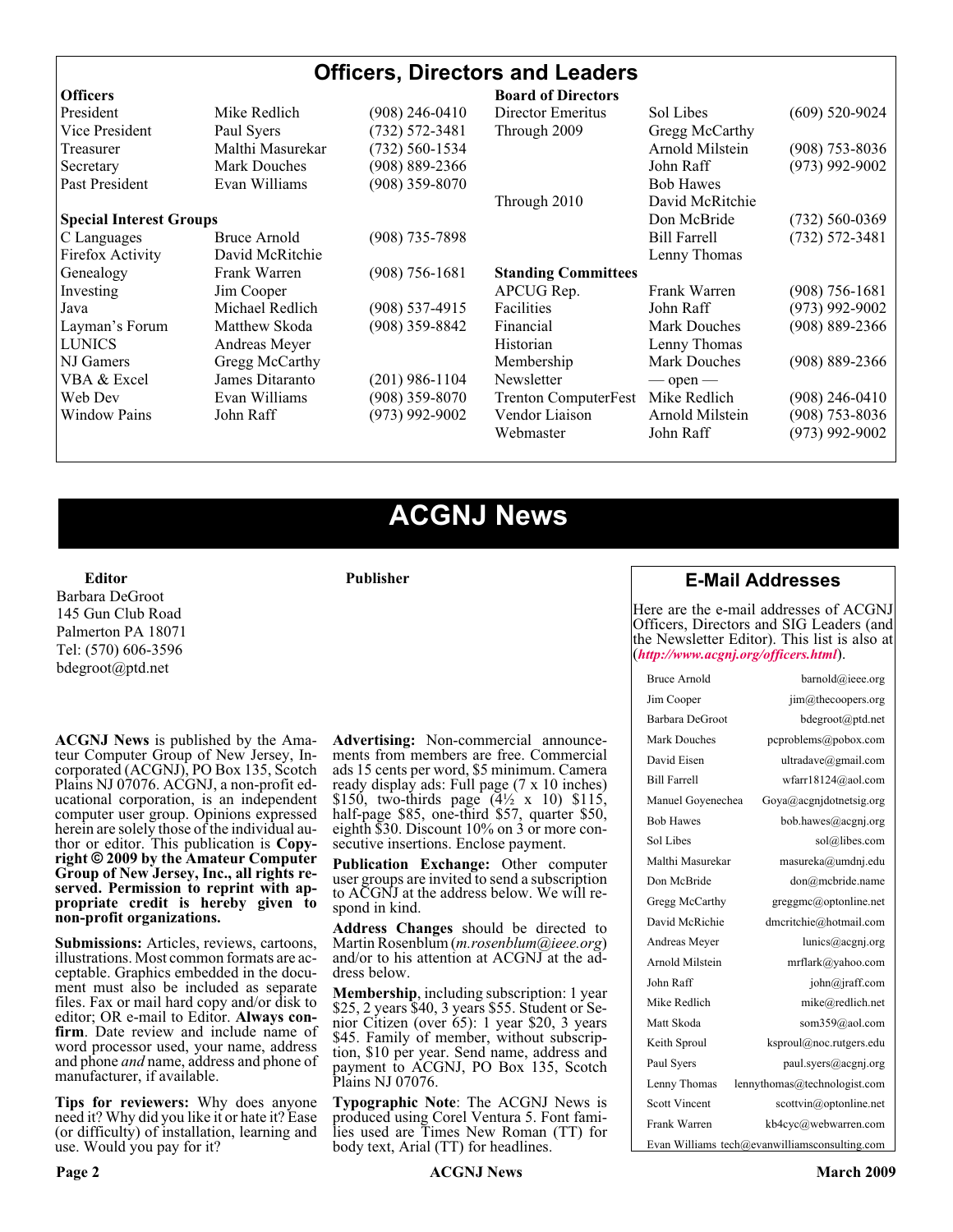# Officers, Directors and Leaders

| **Officers** | | | **Board of Directors** | | |
|---|---|---|---|---|---|
| President | Mike Redlich | (908) 246-0410 | Director Emeritus | Sol Libes | (609) 520-9024 |
| Vice President | Paul Syers | (732) 572-3481 | Through 2009 | Gregg McCarthy | |
| Treasurer | Malthi Masurekar | (732) 560-1534 | | Arnold Milstein | (908) 753-8036 |
| Secretary | Mark Douches | (908) 889-2366 | | John Raff | (973) 992-9002 |
| Past President | Evan Williams | (908) 359-8070 | | Bob Hawes | |
| | | | Through 2010 | David McRitchie | |
| **Special Interest Groups** | | | | Don McBride | (732) 560-0369 |
| C Languages | Bruce Arnold | (908) 735-7898 | | Bill Farrell | (732) 572-3481 |
| Firefox Activity | David McRitchie | | | Lenny Thomas | |
| Genealogy | Frank Warren | (908) 756-1681 | **Standing Committees** | | |
| Investing | Jim Cooper | | APCUG Rep. | Frank Warren | (908) 756-1681 |
| Java | Michael Redlich | (908) 537-4915 | Facilities | John Raff | (973) 992-9002 |
| Layman's Forum | Matthew Skoda | (908) 359-8842 | Financial | Mark Douches | (908) 889-2366 |
| LUNICS | Andreas Meyer | | Historian | Lenny Thomas | |
| NJ Gamers | Gregg McCarthy | | Membership | Mark Douches | (908) 889-2366 |
| VBA & Excel | James Ditaranto | (201) 986-1104 | Newsletter | — open — | |
| Web Dev | Evan Williams | (908) 359-8070 | Trenton ComputerFest | Mike Redlich | (908) 246-0410 |
| Window Pains | John Raff | (973) 992-9002 | Vendor Liaison | Arnold Milstein | (908) 753-8036 |
| | | | Webmaster | John Raff | (973) 992-9002 |

# ACGNJ News

**Editor**
Barbara DeGroot
145 Gun Club Road
Palmerton PA 18071
Tel: (570) 606-3596
bdegroot@ptd.net

**Publisher**

**ACGNJ News** is published by the Amateur Computer Group of New Jersey, Incorporated (ACGNJ), PO Box 135, Scotch Plains NJ 07076. ACGNJ, a non-profit educational corporation, is an independent computer user group. Opinions expressed herein are solely those of the individual author or editor. This publication is **Copyright © 2009 by the Amateur Computer Group of New Jersey, Inc., all rights reserved. Permission to reprint with appropriate credit is hereby given to non-profit organizations.**

**Submissions:** Articles, reviews, cartoons, illustrations. Most common formats are acceptable. Graphics embedded in the document must also be included as separate files. Fax or mail hard copy and/or disk to editor; OR e-mail to Editor. **Always confirm**. Date review and include name of word processor used, your name, address and phone *and* name, address and phone of manufacturer, if available.

**Tips for reviewers:** Why does anyone need it? Why did you like it or hate it? Ease (or difficulty) of installation, learning and use. Would you pay for it?

**Advertising:** Non-commercial announcements from members are free. Commercial ads 15 cents per word, $5 minimum. Camera ready display ads: Full page (7 x 10 inches) $150, two-thirds page (4½ x 10) $115, half-page $85, one-third $57, quarter $50, eighth $30. Discount 10% on 3 or more consecutive insertions. Enclose payment.

**Publication Exchange:** Other computer user groups are invited to send a subscription to ACGNJ at the address below. We will respond in kind.

**Address Changes** should be directed to Martin Rosenblum (*m.rosenblum@ieee.org*) and/or to his attention at ACGNJ at the address below.

**Membership**, including subscription: 1 year $25, 2 years $40, 3 years $55. Student or Senior Citizen (over 65): 1 year $20, 3 years $45. Family of member, without subscription, $10 per year. Send name, address and payment to ACGNJ, PO Box 135, Scotch Plains NJ 07076.

**Typographic Note**: The ACGNJ News is produced using Corel Ventura 5. Font families used are Times New Roman (TT) for body text, Arial (TT) for headlines.

## E-Mail Addresses

Here are the e-mail addresses of ACGNJ Officers, Directors and SIG Leaders (and the Newsletter Editor). This list is also at (***http://www.acgnj.org/officers.html***).

| Name | E-Mail |
|---|---|
| Bruce Arnold | barnold@ieee.org |
| Jim Cooper | jim@thecoopers.org |
| Barbara DeGroot | bdegroot@ptd.net |
| Mark Douches | pcproblems@pobox.com |
| David Eisen | ultradave@gmail.com |
| Bill Farrell | wfarr18124@aol.com |
| Manuel Goyenechea | Goya@acgnjdotnetsig.org |
| Bob Hawes | bob.hawes@acgnj.org |
| Sol Libes | sol@libes.com |
| Malthi Masurekar | masureka@umdnj.edu |
| Don McBride | don@mcbride.name |
| Gregg McCarthy | greggmc@optonline.net |
| David McRichie | dmcritchie@hotmail.com |
| Andreas Meyer | lunics@acgnj.org |
| Arnold Milstein | mrflark@yahoo.com |
| John Raff | john@jraff.com |
| Mike Redlich | mike@redlich.net |
| Matt Skoda | som359@aol.com |
| Keith Sproul | ksproul@noc.rutgers.edu |
| Paul Syers | paul.syers@acgnj.org |
| Lenny Thomas | lennythomas@technologist.com |
| Scott Vincent | scottvin@optonline.net |
| Frank Warren | kb4cyc@webwarren.com |
| Evan Williams | tech@evanwilliamsconsulting.com |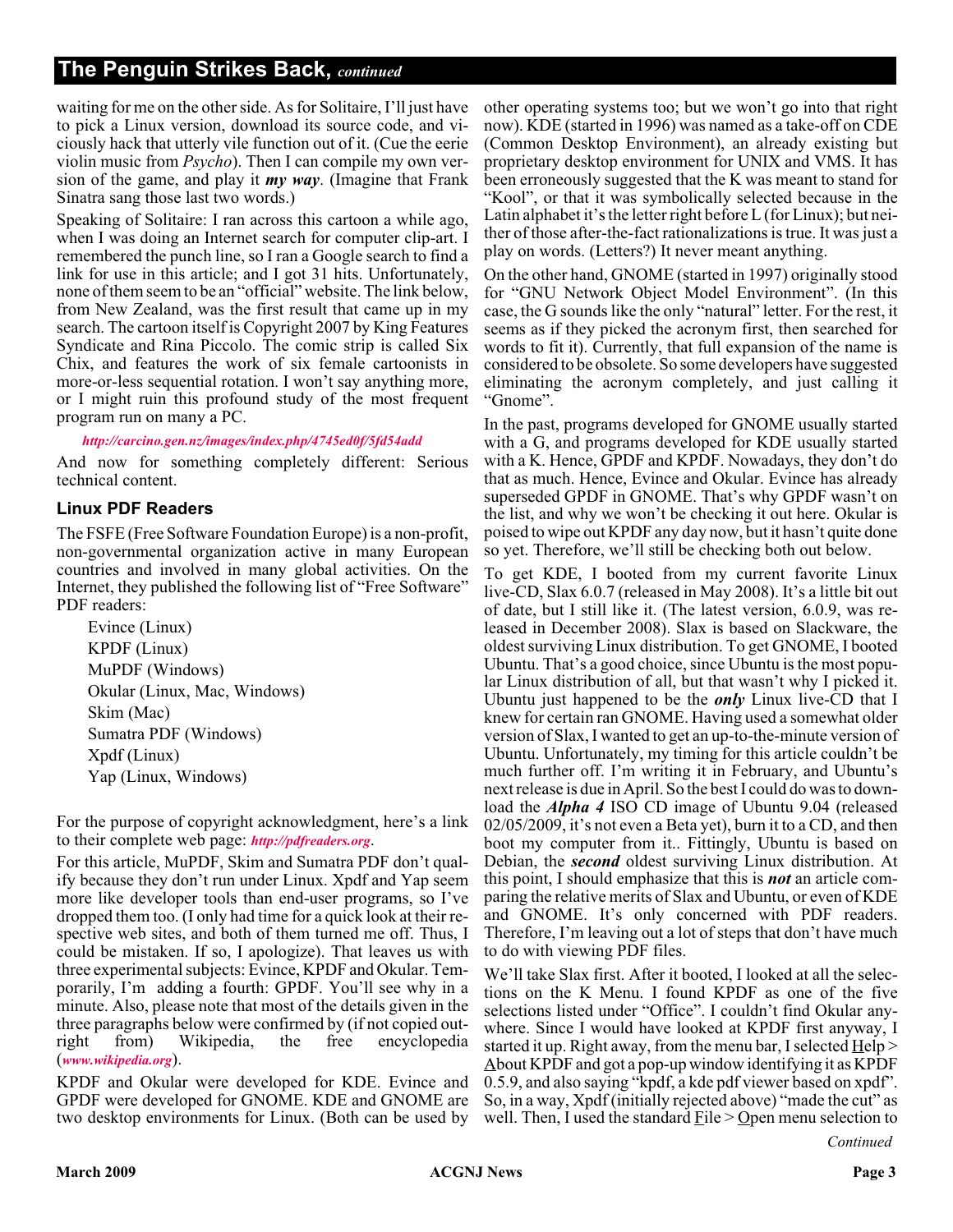## The Penguin Strikes Back, *continued*

waiting for me on the other side. As for Solitaire, I'll just have to pick a Linux version, download its source code, and viciously hack that utterly vile function out of it. (Cue the eerie violin music from *Psycho*). Then I can compile my own version of the game, and play it ***my way***. (Imagine that Frank Sinatra sang those last two words.)

Speaking of Solitaire: I ran across this cartoon a while ago, when I was doing an Internet search for computer clip-art. I remembered the punch line, so I ran a Google search to find a link for use in this article; and I got 31 hits. Unfortunately, none of them seem to be an "official" website. The link below, from New Zealand, was the first result that came up in my search. The cartoon itself is Copyright 2007 by King Features Syndicate and Rina Piccolo. The comic strip is called Six Chix, and features the work of six female cartoonists in more-or-less sequential rotation. I won't say anything more, or I might ruin this profound study of the most frequent program run on many a PC.

***http://carcino.gen.nz/images/index.php/4745ed0f/5fd54add***

And now for something completely different: Serious technical content.

### Linux PDF Readers

The FSFE (Free Software Foundation Europe) is a non-profit, non-governmental organization active in many European countries and involved in many global activities. On the Internet, they published the following list of "Free Software" PDF readers:

- Evince (Linux)
- KPDF (Linux)
- MuPDF (Windows)
- Okular (Linux, Mac, Windows)
- Skim (Mac)
- Sumatra PDF (Windows)
- Xpdf (Linux)
- Yap (Linux, Windows)

For the purpose of copyright acknowledgment, here's a link to their complete web page: ***http://pdfreaders.org***.

For this article, MuPDF, Skim and Sumatra PDF don't qualify because they don't run under Linux. Xpdf and Yap seem more like developer tools than end-user programs, so I've dropped them too. (I only had time for a quick look at their respective web sites, and both of them turned me off. Thus, I could be mistaken. If so, I apologize). That leaves us with three experimental subjects: Evince, KPDF and Okular. Temporarily, I'm adding a fourth: GPDF. You'll see why in a minute. Also, please note that most of the details given in the three paragraphs below were confirmed by (if not copied outright from) Wikipedia, the free encyclopedia (***www.wikipedia.org***).

KPDF and Okular were developed for KDE. Evince and GPDF were developed for GNOME. KDE and GNOME are two desktop environments for Linux. (Both can be used by other operating systems too; but we won't go into that right now). KDE (started in 1996) was named as a take-off on CDE (Common Desktop Environment), an already existing but proprietary desktop environment for UNIX and VMS. It has been erroneously suggested that the K was meant to stand for "Kool", or that it was symbolically selected because in the Latin alphabet it's the letter right before L (for Linux); but neither of those after-the-fact rationalizations is true. It was just a play on words. (Letters?) It never meant anything.

On the other hand, GNOME (started in 1997) originally stood for "GNU Network Object Model Environment". (In this case, the G sounds like the only "natural" letter. For the rest, it seems as if they picked the acronym first, then searched for words to fit it). Currently, that full expansion of the name is considered to be obsolete. So some developers have suggested eliminating the acronym completely, and just calling it "Gnome".

In the past, programs developed for GNOME usually started with a G, and programs developed for KDE usually started with a K. Hence, GPDF and KPDF. Nowadays, they don't do that as much. Hence, Evince and Okular. Evince has already superseded GPDF in GNOME. That's why GPDF wasn't on the list, and why we won't be checking it out here. Okular is poised to wipe out KPDF any day now, but it hasn't quite done so yet. Therefore, we'll still be checking both out below.

To get KDE, I booted from my current favorite Linux live-CD, Slax 6.0.7 (released in May 2008). It's a little bit out of date, but I still like it. (The latest version, 6.0.9, was released in December 2008). Slax is based on Slackware, the oldest surviving Linux distribution. To get GNOME, I booted Ubuntu. That's a good choice, since Ubuntu is the most popular Linux distribution of all, but that wasn't why I picked it. Ubuntu just happened to be the ***only*** Linux live-CD that I knew for certain ran GNOME. Having used a somewhat older version of Slax, I wanted to get an up-to-the-minute version of Ubuntu. Unfortunately, my timing for this article couldn't be much further off. I'm writing it in February, and Ubuntu's next release is due in April. So the best I could do was to download the ***Alpha 4*** ISO CD image of Ubuntu 9.04 (released 02/05/2009, it's not even a Beta yet), burn it to a CD, and then boot my computer from it.. Fittingly, Ubuntu is based on Debian, the ***second*** oldest surviving Linux distribution. At this point, I should emphasize that this is ***not*** an article comparing the relative merits of Slax and Ubuntu, or even of KDE and GNOME. It's only concerned with PDF readers. Therefore, I'm leaving out a lot of steps that don't have much to do with viewing PDF files.

We'll take Slax first. After it booted, I looked at all the selections on the K Menu. I found KPDF as one of the five selections listed under "Office". I couldn't find Okular anywhere. Since I would have looked at KPDF first anyway, I started it up. Right away, from the menu bar, I selected Help > About KPDF and got a pop-up window identifying it as KPDF 0.5.9, and also saying "kpdf, a kde pdf viewer based on xpdf". So, in a way, Xpdf (initially rejected above) "made the cut" as well. Then, I used the standard File > Open menu selection to

*Continued*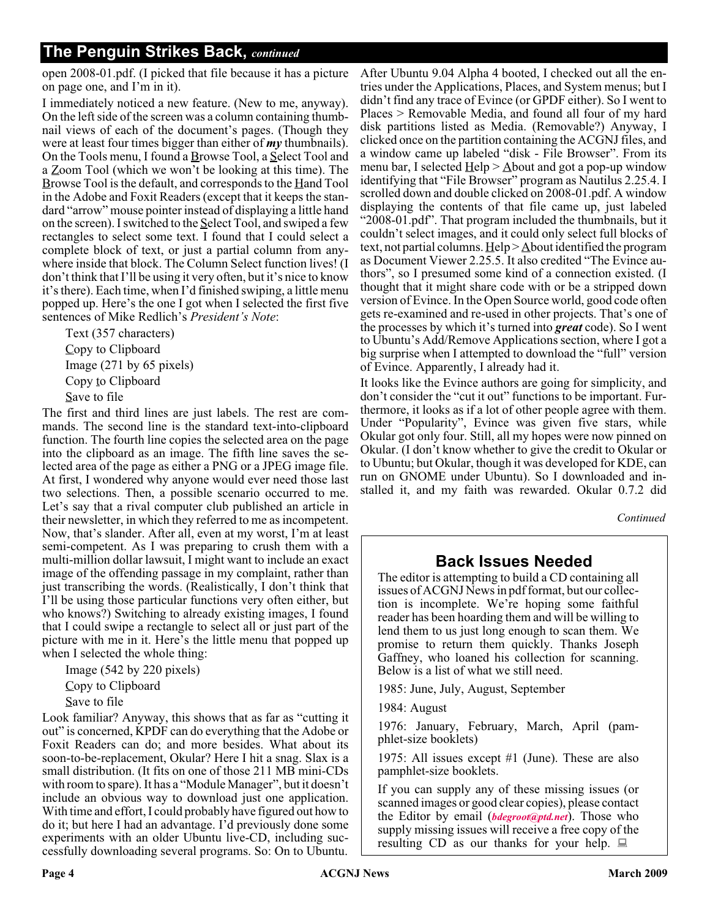## The Penguin Strikes Back, *continued*

open 2008-01.pdf. (I picked that file because it has a picture on page one, and I'm in it).

I immediately noticed a new feature. (New to me, anyway). On the left side of the screen was a column containing thumbnail views of each of the document's pages. (Though they were at least four times bigger than either of ***my*** thumbnails). On the Tools menu, I found a Browse Tool, a Select Tool and a Zoom Tool (which we won't be looking at this time). The Browse Tool is the default, and corresponds to the Hand Tool in the Adobe and Foxit Readers (except that it keeps the standard "arrow" mouse pointer instead of displaying a little hand on the screen). I switched to the Select Tool, and swiped a few rectangles to select some text. I found that I could select a complete block of text, or just a partial column from anywhere inside that block. The Column Select function lives! (I don't think that I'll be using it very often, but it's nice to know it's there). Each time, when I'd finished swiping, a little menu popped up. Here's the one I got when I selected the first five sentences of Mike Redlich's *President's Note*:

Text (357 characters)
Copy to Clipboard
Image (271 by 65 pixels)
Copy to Clipboard
Save to file

The first and third lines are just labels. The rest are commands. The second line is the standard text-into-clipboard function. The fourth line copies the selected area on the page into the clipboard as an image. The fifth line saves the selected area of the page as either a PNG or a JPEG image file. At first, I wondered why anyone would ever need those last two selections. Then, a possible scenario occurred to me. Let's say that a rival computer club published an article in their newsletter, in which they referred to me as incompetent. Now, that's slander. After all, even at my worst, I'm at least semi-competent. As I was preparing to crush them with a multi-million dollar lawsuit, I might want to include an exact image of the offending passage in my complaint, rather than just transcribing the words. (Realistically, I don't think that I'll be using those particular functions very often either, but who knows?) Switching to already existing images, I found that I could swipe a rectangle to select all or just part of the picture with me in it. Here's the little menu that popped up when I selected the whole thing:

Image (542 by 220 pixels)
Copy to Clipboard
Save to file

Look familiar? Anyway, this shows that as far as "cutting it out" is concerned, KPDF can do everything that the Adobe or Foxit Readers can do; and more besides. What about its soon-to-be-replacement, Okular? Here I hit a snag. Slax is a small distribution. (It fits on one of those 211 MB mini-CDs with room to spare). It has a "Module Manager", but it doesn't include an obvious way to download just one application. With time and effort, I could probably have figured out how to do it; but here I had an advantage. I'd previously done some experiments with an older Ubuntu live-CD, including successfully downloading several programs. So: On to Ubuntu.

After Ubuntu 9.04 Alpha 4 booted, I checked out all the entries under the Applications, Places, and System menus; but I didn't find any trace of Evince (or GPDF either). So I went to Places > Removable Media, and found all four of my hard disk partitions listed as Media. (Removable?) Anyway, I clicked once on the partition containing the ACGNJ files, and a window came up labeled "disk - File Browser". From its menu bar, I selected Help > About and got a pop-up window identifying that "File Browser" program as Nautilus 2.25.4. I scrolled down and double clicked on 2008-01.pdf. A window displaying the contents of that file came up, just labeled "2008-01.pdf". That program included the thumbnails, but it couldn't select images, and it could only select full blocks of text, not partial columns. Help > About identified the program as Document Viewer 2.25.5. It also credited "The Evince authors", so I presumed some kind of a connection existed. (I thought that it might share code with or be a stripped down version of Evince. In the Open Source world, good code often gets re-examined and re-used in other projects. That's one of the processes by which it's turned into ***great*** code). So I went to Ubuntu's Add/Remove Applications section, where I got a big surprise when I attempted to download the "full" version of Evince. Apparently, I already had it.

It looks like the Evince authors are going for simplicity, and don't consider the "cut it out" functions to be important. Furthermore, it looks as if a lot of other people agree with them. Under "Popularity", Evince was given five stars, while Okular got only four. Still, all my hopes were now pinned on Okular. (I don't know whether to give the credit to Okular or to Ubuntu; but Okular, though it was developed for KDE, can run on GNOME under Ubuntu). So I downloaded and installed it, and my faith was rewarded. Okular 0.7.2 did

*Continued*

### Back Issues Needed

The editor is attempting to build a CD containing all issues of ACGNJ News in pdf format, but our collection is incomplete. We're hoping some faithful reader has been hoarding them and will be willing to lend them to us just long enough to scan them. We promise to return them quickly. Thanks Joseph Gaffney, who loaned his collection for scanning. Below is a list of what we still need.

1985: June, July, August, September

1984: August

1976: January, February, March, April (pamphlet-size booklets)

1975: All issues except #1 (June). These are also pamphlet-size booklets.

If you can supply any of these missing issues (or scanned images or good clear copies), please contact the Editor by email (***bdegroot@ptd.net***). Those who supply missing issues will receive a free copy of the resulting CD as our thanks for your help.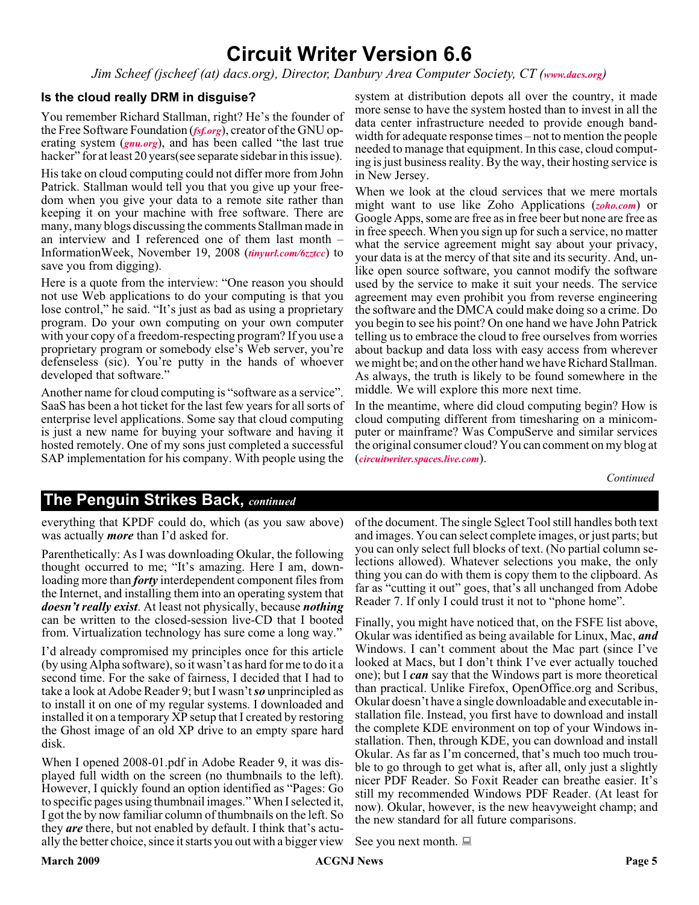# Circuit Writer Version 6.6

*Jim Scheef (jscheef (at) dacs.org), Director, Danbury Area Computer Society, CT (**www.dacs.org**)*

### Is the cloud really DRM in disguise?

You remember Richard Stallman, right? He's the founder of the Free Software Foundation (***fsf.org***), creator of the GNU operating system (***gnu.org***), and has been called "the last true hacker" for at least 20 years(see separate sidebar in this issue).

His take on cloud computing could not differ more from John Patrick. Stallman would tell you that you give up your freedom when you give your data to a remote site rather than keeping it on your machine with free software. There are many, many blogs discussing the comments Stallman made in an interview and I referenced one of them last month – InformationWeek, November 19, 2008 (***tinyurl.com/6zztcc***) to save you from digging).

Here is a quote from the interview: "One reason you should not use Web applications to do your computing is that you lose control," he said. "It's just as bad as using a proprietary program. Do your own computing on your own computer with your copy of a freedom-respecting program? If you use a proprietary program or somebody else's Web server, you're defenseless (sic). You're putty in the hands of whoever developed that software."

Another name for cloud computing is "software as a service". SaaS has been a hot ticket for the last few years for all sorts of enterprise level applications. Some say that cloud computing is just a new name for buying your software and having it hosted remotely. One of my sons just completed a successful SAP implementation for his company. With people using the system at distribution depots all over the country, it made more sense to have the system hosted than to invest in all the data center infrastructure needed to provide enough bandwidth for adequate response times – not to mention the people needed to manage that equipment. In this case, cloud computing is just business reality. By the way, their hosting service is in New Jersey.

When we look at the cloud services that we mere mortals might want to use like Zoho Applications (***zoho.com***) or Google Apps, some are free as in free beer but none are free as in free speech. When you sign up for such a service, no matter what the service agreement might say about your privacy, your data is at the mercy of that site and its security. And, unlike open source software, you cannot modify the software used by the service to make it suit your needs. The service agreement may even prohibit you from reverse engineering the software and the DMCA could make doing so a crime. Do you begin to see his point? On one hand we have John Patrick telling us to embrace the cloud to free ourselves from worries about backup and data loss with easy access from wherever we might be; and on the other hand we have Richard Stallman. As always, the truth is likely to be found somewhere in the middle. We will explore this more next time.

In the meantime, where did cloud computing begin? How is cloud computing different from timesharing on a minicomputer or mainframe? Was CompuServe and similar services the original consumer cloud? You can comment on my blog at (***circuitwriter.spaces.live.com***).

*Continued*

## The Penguin Strikes Back, *continued*

everything that KPDF could do, which (as you saw above) was actually ***more*** than I'd asked for.

Parenthetically: As I was downloading Okular, the following thought occurred to me; "It's amazing. Here I am, downloading more than ***forty*** interdependent component files from the Internet, and installing them into an operating system that ***doesn't really exist***. At least not physically, because ***nothing*** can be written to the closed-session live-CD that I booted from. Virtualization technology has sure come a long way."

I'd already compromised my principles once for this article (by using Alpha software), so it wasn't as hard for me to do it a second time. For the sake of fairness, I decided that I had to take a look at Adobe Reader 9; but I wasn't ***so*** unprincipled as to install it on one of my regular systems. I downloaded and installed it on a temporary XP setup that I created by restoring the Ghost image of an old XP drive to an empty spare hard disk.

When I opened 2008-01.pdf in Adobe Reader 9, it was displayed full width on the screen (no thumbnails to the left). However, I quickly found an option identified as "Pages: Go to specific pages using thumbnail images." When I selected it, I got the by now familiar column of thumbnails on the left. So they ***are*** there, but not enabled by default. I think that's actually the better choice, since it starts you out with a bigger view of the document. The single Select Tool still handles both text and images. You can select complete images, or just parts; but you can only select full blocks of text. (No partial column selections allowed). Whatever selections you make, the only thing you can do with them is copy them to the clipboard. As far as "cutting it out" goes, that's all unchanged from Adobe Reader 7. If only I could trust it not to "phone home".

Finally, you might have noticed that, on the FSFE list above, Okular was identified as being available for Linux, Mac, ***and*** Windows. I can't comment about the Mac part (since I've looked at Macs, but I don't think I've ever actually touched one); but I ***can*** say that the Windows part is more theoretical than practical. Unlike Firefox, OpenOffice.org and Scribus, Okular doesn't have a single downloadable and executable installation file. Instead, you first have to download and install the complete KDE environment on top of your Windows installation. Then, through KDE, you can download and install Okular. As far as I'm concerned, that's much too much trouble to go through to get what is, after all, only just a slightly nicer PDF Reader. So Foxit Reader can breathe easier. It's still my recommended Windows PDF Reader. (At least for now). Okular, however, is the new heavyweight champ; and the new standard for all future comparisons.

See you next month.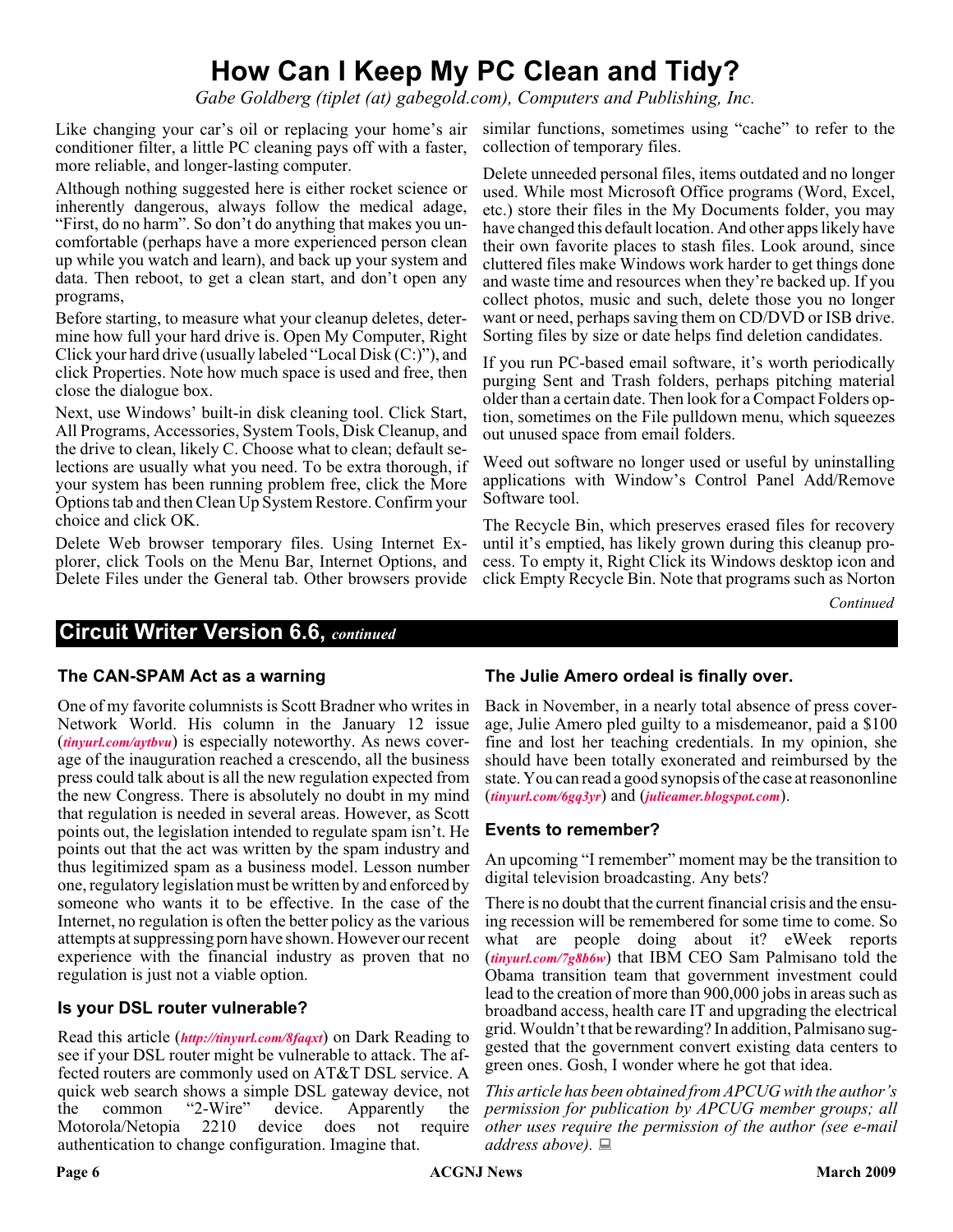# How Can I Keep My PC Clean and Tidy?

*Gabe Goldberg (tiplet (at) gabegold.com), Computers and Publishing, Inc.*

Like changing your car's oil or replacing your home's air conditioner filter, a little PC cleaning pays off with a faster, more reliable, and longer-lasting computer.

Although nothing suggested here is either rocket science or inherently dangerous, always follow the medical adage, "First, do no harm". So don't do anything that makes you uncomfortable (perhaps have a more experienced person clean up while you watch and learn), and back up your system and data. Then reboot, to get a clean start, and don't open any programs,

Before starting, to measure what your cleanup deletes, determine how full your hard drive is. Open My Computer, Right Click your hard drive (usually labeled "Local Disk (C:)"), and click Properties. Note how much space is used and free, then close the dialogue box.

Next, use Windows' built-in disk cleaning tool. Click Start, All Programs, Accessories, System Tools, Disk Cleanup, and the drive to clean, likely C. Choose what to clean; default selections are usually what you need. To be extra thorough, if your system has been running problem free, click the More Options tab and then Clean Up System Restore. Confirm your choice and click OK.

Delete Web browser temporary files. Using Internet Explorer, click Tools on the Menu Bar, Internet Options, and Delete Files under the General tab. Other browsers provide similar functions, sometimes using "cache" to refer to the collection of temporary files.

Delete unneeded personal files, items outdated and no longer used. While most Microsoft Office programs (Word, Excel, etc.) store their files in the My Documents folder, you may have changed this default location. And other apps likely have their own favorite places to stash files. Look around, since cluttered files make Windows work harder to get things done and waste time and resources when they're backed up. If you collect photos, music and such, delete those you no longer want or need, perhaps saving them on CD/DVD or ISB drive. Sorting files by size or date helps find deletion candidates.

If you run PC-based email software, it's worth periodically purging Sent and Trash folders, perhaps pitching material older than a certain date. Then look for a Compact Folders option, sometimes on the File pulldown menu, which squeezes out unused space from email folders.

Weed out software no longer used or useful by uninstalling applications with Window's Control Panel Add/Remove Software tool.

The Recycle Bin, which preserves erased files for recovery until it's emptied, has likely grown during this cleanup process. To empty it, Right Click its Windows desktop icon and click Empty Recycle Bin. Note that programs such as Norton

*Continued*

## Circuit Writer Version 6.6, *continued*

### The CAN-SPAM Act as a warning

One of my favorite columnists is Scott Bradner who writes in Network World. His column in the January 12 issue (*tinyurl.com/aytbvu*) is especially noteworthy. As news coverage of the inauguration reached a crescendo, all the business press could talk about is all the new regulation expected from the new Congress. There is absolutely no doubt in my mind that regulation is needed in several areas. However, as Scott points out, the legislation intended to regulate spam isn't. He points out that the act was written by the spam industry and thus legitimized spam as a business model. Lesson number one, regulatory legislation must be written by and enforced by someone who wants it to be effective. In the case of the Internet, no regulation is often the better policy as the various attempts at suppressing porn have shown. However our recent experience with the financial industry as proven that no regulation is just not a viable option.

### Is your DSL router vulnerable?

Read this article (*http://tinyurl.com/8faqxt*) on Dark Reading to see if your DSL router might be vulnerable to attack. The affected routers are commonly used on AT&T DSL service. A quick web search shows a simple DSL gateway device, not the common "2-Wire" device. Apparently the Motorola/Netopia 2210 device does not require authentication to change configuration. Imagine that.

### The Julie Amero ordeal is finally over.

Back in November, in a nearly total absence of press coverage, Julie Amero pled guilty to a misdemeanor, paid a $100 fine and lost her teaching credentials. In my opinion, she should have been totally exonerated and reimbursed by the state. You can read a good synopsis of the case at reasononline (*tinyurl.com/6gq3yr*) and (*julieamer.blogspot.com*).

### Events to remember?

An upcoming "I remember" moment may be the transition to digital television broadcasting. Any bets?

There is no doubt that the current financial crisis and the ensuing recession will be remembered for some time to come. So what are people doing about it? eWeek reports (*tinyurl.com/7g8b6w*) that IBM CEO Sam Palmisano told the Obama transition team that government investment could lead to the creation of more than 900,000 jobs in areas such as broadband access, health care IT and upgrading the electrical grid. Wouldn't that be rewarding? In addition, Palmisano suggested that the government convert existing data centers to green ones. Gosh, I wonder where he got that idea.

*This article has been obtained from APCUG with the author's permission for publication by APCUG member groups; all other uses require the permission of the author (see e-mail address above).*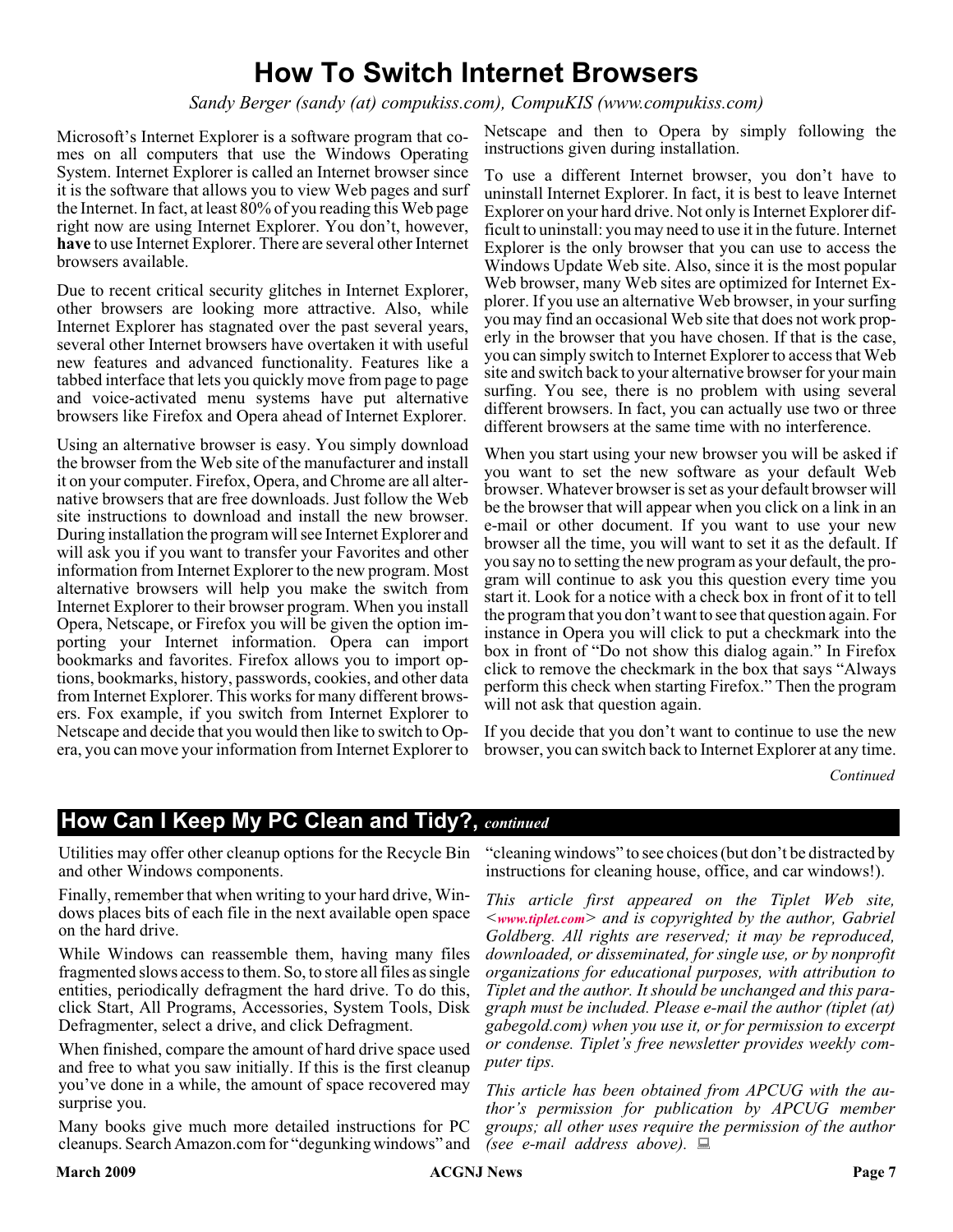# How To Switch Internet Browsers

*Sandy Berger (sandy (at) compukiss.com), CompuKIS (www.compukiss.com)*

Microsoft's Internet Explorer is a software program that comes on all computers that use the Windows Operating System. Internet Explorer is called an Internet browser since it is the software that allows you to view Web pages and surf the Internet. In fact, at least 80% of you reading this Web page right now are using Internet Explorer. You don't, however, **have** to use Internet Explorer. There are several other Internet browsers available.

Due to recent critical security glitches in Internet Explorer, other browsers are looking more attractive. Also, while Internet Explorer has stagnated over the past several years, several other Internet browsers have overtaken it with useful new features and advanced functionality. Features like a tabbed interface that lets you quickly move from page to page and voice-activated menu systems have put alternative browsers like Firefox and Opera ahead of Internet Explorer.

Using an alternative browser is easy. You simply download the browser from the Web site of the manufacturer and install it on your computer. Firefox, Opera, and Chrome are all alternative browsers that are free downloads. Just follow the Web site instructions to download and install the new browser. During installation the program will see Internet Explorer and will ask you if you want to transfer your Favorites and other information from Internet Explorer to the new program. Most alternative browsers will help you make the switch from Internet Explorer to their browser program. When you install Opera, Netscape, or Firefox you will be given the option importing your Internet information. Opera can import bookmarks and favorites. Firefox allows you to import options, bookmarks, history, passwords, cookies, and other data from Internet Explorer. This works for many different browsers. Fox example, if you switch from Internet Explorer to Netscape and decide that you would then like to switch to Opera, you can move your information from Internet Explorer to Netscape and then to Opera by simply following the instructions given during installation.

To use a different Internet browser, you don't have to uninstall Internet Explorer. In fact, it is best to leave Internet Explorer on your hard drive. Not only is Internet Explorer difficult to uninstall: you may need to use it in the future. Internet Explorer is the only browser that you can use to access the Windows Update Web site. Also, since it is the most popular Web browser, many Web sites are optimized for Internet Explorer. If you use an alternative Web browser, in your surfing you may find an occasional Web site that does not work properly in the browser that you have chosen. If that is the case, you can simply switch to Internet Explorer to access that Web site and switch back to your alternative browser for your main surfing. You see, there is no problem with using several different browsers. In fact, you can actually use two or three different browsers at the same time with no interference.

When you start using your new browser you will be asked if you want to set the new software as your default Web browser. Whatever browser is set as your default browser will be the browser that will appear when you click on a link in an e-mail or other document. If you want to use your new browser all the time, you will want to set it as the default. If you say no to setting the new program as your default, the program will continue to ask you this question every time you start it. Look for a notice with a check box in front of it to tell the program that you don't want to see that question again. For instance in Opera you will click to put a checkmark into the box in front of "Do not show this dialog again." In Firefox click to remove the checkmark in the box that says "Always perform this check when starting Firefox." Then the program will not ask that question again.

If you decide that you don't want to continue to use the new browser, you can switch back to Internet Explorer at any time.

*Continued*

## How Can I Keep My PC Clean and Tidy?, *continued*

Utilities may offer other cleanup options for the Recycle Bin and other Windows components.

Finally, remember that when writing to your hard drive, Windows places bits of each file in the next available open space on the hard drive.

While Windows can reassemble them, having many files fragmented slows access to them. So, to store all files as single entities, periodically defragment the hard drive. To do this, click Start, All Programs, Accessories, System Tools, Disk Defragmenter, select a drive, and click Defragment.

When finished, compare the amount of hard drive space used and free to what you saw initially. If this is the first cleanup you've done in a while, the amount of space recovered may surprise you.

Many books give much more detailed instructions for PC cleanups. Search Amazon.com for "degunking windows" and "cleaning windows" to see choices (but don't be distracted by instructions for cleaning house, office, and car windows!).

*This article first appeared on the Tiplet Web site, <www.tiplet.com> and is copyrighted by the author, Gabriel Goldberg. All rights are reserved; it may be reproduced, downloaded, or disseminated, for single use, or by nonprofit organizations for educational purposes, with attribution to Tiplet and the author. It should be unchanged and this paragraph must be included. Please e-mail the author (tiplet (at) gabegold.com) when you use it, or for permission to excerpt or condense. Tiplet's free newsletter provides weekly computer tips.*

*This article has been obtained from APCUG with the author's permission for publication by APCUG member groups; all other uses require the permission of the author (see e-mail address above).*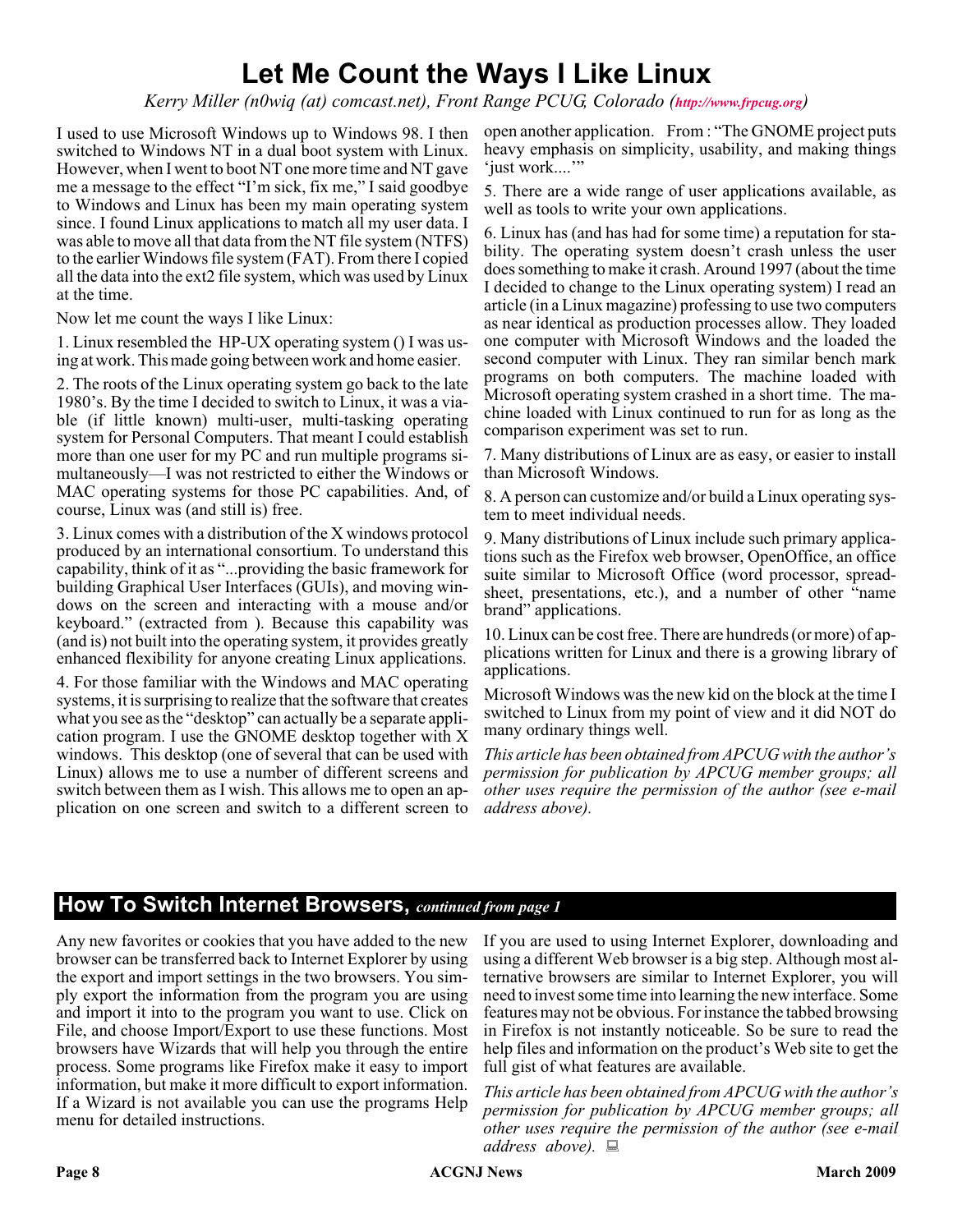# Let Me Count the Ways I Like Linux

*Kerry Miller (n0wiq (at) comcast.net), Front Range PCUG, Colorado (http://www.frpcug.org)*

I used to use Microsoft Windows up to Windows 98. I then switched to Windows NT in a dual boot system with Linux. However, when I went to boot NT one more time and NT gave me a message to the effect "I'm sick, fix me," I said goodbye to Windows and Linux has been my main operating system since. I found Linux applications to match all my user data. I was able to move all that data from the NT file system (NTFS) to the earlier Windows file system (FAT). From there I copied all the data into the ext2 file system, which was used by Linux at the time.

Now let me count the ways I like Linux:

1. Linux resembled the HP-UX operating system () I was using at work. This made going between work and home easier.

2. The roots of the Linux operating system go back to the late 1980's. By the time I decided to switch to Linux, it was a viable (if little known) multi-user, multi-tasking operating system for Personal Computers. That meant I could establish more than one user for my PC and run multiple programs simultaneously—I was not restricted to either the Windows or MAC operating systems for those PC capabilities. And, of course, Linux was (and still is) free.

3. Linux comes with a distribution of the X windows protocol produced by an international consortium. To understand this capability, think of it as "...providing the basic framework for building Graphical User Interfaces (GUIs), and moving windows on the screen and interacting with a mouse and/or keyboard." (extracted from ). Because this capability was (and is) not built into the operating system, it provides greatly enhanced flexibility for anyone creating Linux applications.

4. For those familiar with the Windows and MAC operating systems, it is surprising to realize that the software that creates what you see as the "desktop" can actually be a separate application program. I use the GNOME desktop together with X windows. This desktop (one of several that can be used with Linux) allows me to use a number of different screens and switch between them as I wish. This allows me to open an application on one screen and switch to a different screen to open another application. From : "The GNOME project puts heavy emphasis on simplicity, usability, and making things 'just work....'"

5. There are a wide range of user applications available, as well as tools to write your own applications.

6. Linux has (and has had for some time) a reputation for stability. The operating system doesn't crash unless the user does something to make it crash. Around 1997 (about the time I decided to change to the Linux operating system) I read an article (in a Linux magazine) professing to use two computers as near identical as production processes allow. They loaded one computer with Microsoft Windows and the loaded the second computer with Linux. They ran similar bench mark programs on both computers. The machine loaded with Microsoft operating system crashed in a short time. The machine loaded with Linux continued to run for as long as the comparison experiment was set to run.

7. Many distributions of Linux are as easy, or easier to install than Microsoft Windows.

8. A person can customize and/or build a Linux operating system to meet individual needs.

9. Many distributions of Linux include such primary applications such as the Firefox web browser, OpenOffice, an office suite similar to Microsoft Office (word processor, spreadsheet, presentations, etc.), and a number of other "name brand" applications.

10. Linux can be cost free. There are hundreds (or more) of applications written for Linux and there is a growing library of applications.

Microsoft Windows was the new kid on the block at the time I switched to Linux from my point of view and it did NOT do many ordinary things well.

*This article has been obtained from APCUG with the author's permission for publication by APCUG member groups; all other uses require the permission of the author (see e-mail address above).*

## How To Switch Internet Browsers, *continued from page 1*

Any new favorites or cookies that you have added to the new browser can be transferred back to Internet Explorer by using the export and import settings in the two browsers. You simply export the information from the program you are using and import it into to the program you want to use. Click on File, and choose Import/Export to use these functions. Most browsers have Wizards that will help you through the entire process. Some programs like Firefox make it easy to import information, but make it more difficult to export information. If a Wizard is not available you can use the programs Help menu for detailed instructions.

If you are used to using Internet Explorer, downloading and using a different Web browser is a big step. Although most alternative browsers are similar to Internet Explorer, you will need to invest some time into learning the new interface. Some features may not be obvious. For instance the tabbed browsing in Firefox is not instantly noticeable. So be sure to read the help files and information on the product's Web site to get the full gist of what features are available.

*This article has been obtained from APCUG with the author's permission for publication by APCUG member groups; all other uses require the permission of the author (see e-mail address above).*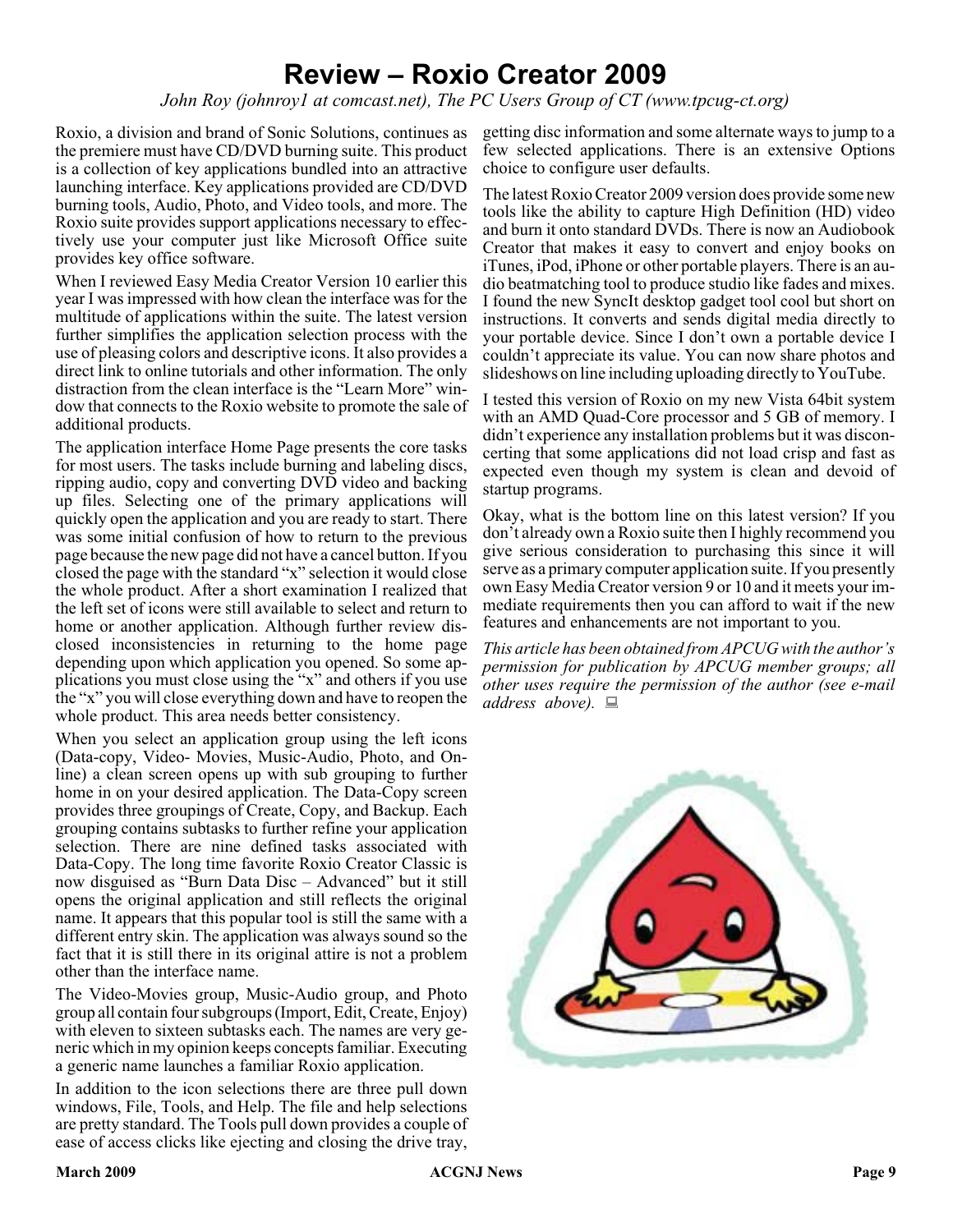# Review – Roxio Creator 2009

*John Roy (johnroy1 at comcast.net), The PC Users Group of CT (www.tpcug-ct.org)*

Roxio, a division and brand of Sonic Solutions, continues as the premiere must have CD/DVD burning suite. This product is a collection of key applications bundled into an attractive launching interface. Key applications provided are CD/DVD burning tools, Audio, Photo, and Video tools, and more. The Roxio suite provides support applications necessary to effectively use your computer just like Microsoft Office suite provides key office software.

When I reviewed Easy Media Creator Version 10 earlier this year I was impressed with how clean the interface was for the multitude of applications within the suite. The latest version further simplifies the application selection process with the use of pleasing colors and descriptive icons. It also provides a direct link to online tutorials and other information. The only distraction from the clean interface is the "Learn More" window that connects to the Roxio website to promote the sale of additional products.

The application interface Home Page presents the core tasks for most users. The tasks include burning and labeling discs, ripping audio, copy and converting DVD video and backing up files. Selecting one of the primary applications will quickly open the application and you are ready to start. There was some initial confusion of how to return to the previous page because the new page did not have a cancel button. If you closed the page with the standard "x" selection it would close the whole product. After a short examination I realized that the left set of icons were still available to select and return to home or another application. Although further review disclosed inconsistencies in returning to the home page depending upon which application you opened. So some applications you must close using the "x" and others if you use the "x" you will close everything down and have to reopen the whole product. This area needs better consistency.

When you select an application group using the left icons (Data-copy, Video- Movies, Music-Audio, Photo, and Online) a clean screen opens up with sub grouping to further home in on your desired application. The Data-Copy screen provides three groupings of Create, Copy, and Backup. Each grouping contains subtasks to further refine your application selection. There are nine defined tasks associated with Data-Copy. The long time favorite Roxio Creator Classic is now disguised as "Burn Data Disc – Advanced" but it still opens the original application and still reflects the original name. It appears that this popular tool is still the same with a different entry skin. The application was always sound so the fact that it is still there in its original attire is not a problem other than the interface name.

The Video-Movies group, Music-Audio group, and Photo group all contain four subgroups (Import, Edit, Create, Enjoy) with eleven to sixteen subtasks each. The names are very generic which in my opinion keeps concepts familiar. Executing a generic name launches a familiar Roxio application.

In addition to the icon selections there are three pull down windows, File, Tools, and Help. The file and help selections are pretty standard. The Tools pull down provides a couple of ease of access clicks like ejecting and closing the drive tray, getting disc information and some alternate ways to jump to a few selected applications. There is an extensive Options choice to configure user defaults.

The latest Roxio Creator 2009 version does provide some new tools like the ability to capture High Definition (HD) video and burn it onto standard DVDs. There is now an Audiobook Creator that makes it easy to convert and enjoy books on iTunes, iPod, iPhone or other portable players. There is an audio beatmatching tool to produce studio like fades and mixes. I found the new SyncIt desktop gadget tool cool but short on instructions. It converts and sends digital media directly to your portable device. Since I don't own a portable device I couldn't appreciate its value. You can now share photos and slideshows on line including uploading directly to YouTube.

I tested this version of Roxio on my new Vista 64bit system with an AMD Quad-Core processor and 5 GB of memory. I didn't experience any installation problems but it was disconcerting that some applications did not load crisp and fast as expected even though my system is clean and devoid of startup programs.

Okay, what is the bottom line on this latest version? If you don't already own a Roxio suite then I highly recommend you give serious consideration to purchasing this since it will serve as a primary computer application suite. If you presently own Easy Media Creator version 9 or 10 and it meets your immediate requirements then you can afford to wait if the new features and enhancements are not important to you.

*This article has been obtained from APCUG with the author's permission for publication by APCUG member groups; all other uses require the permission of the author (see e-mail address above).*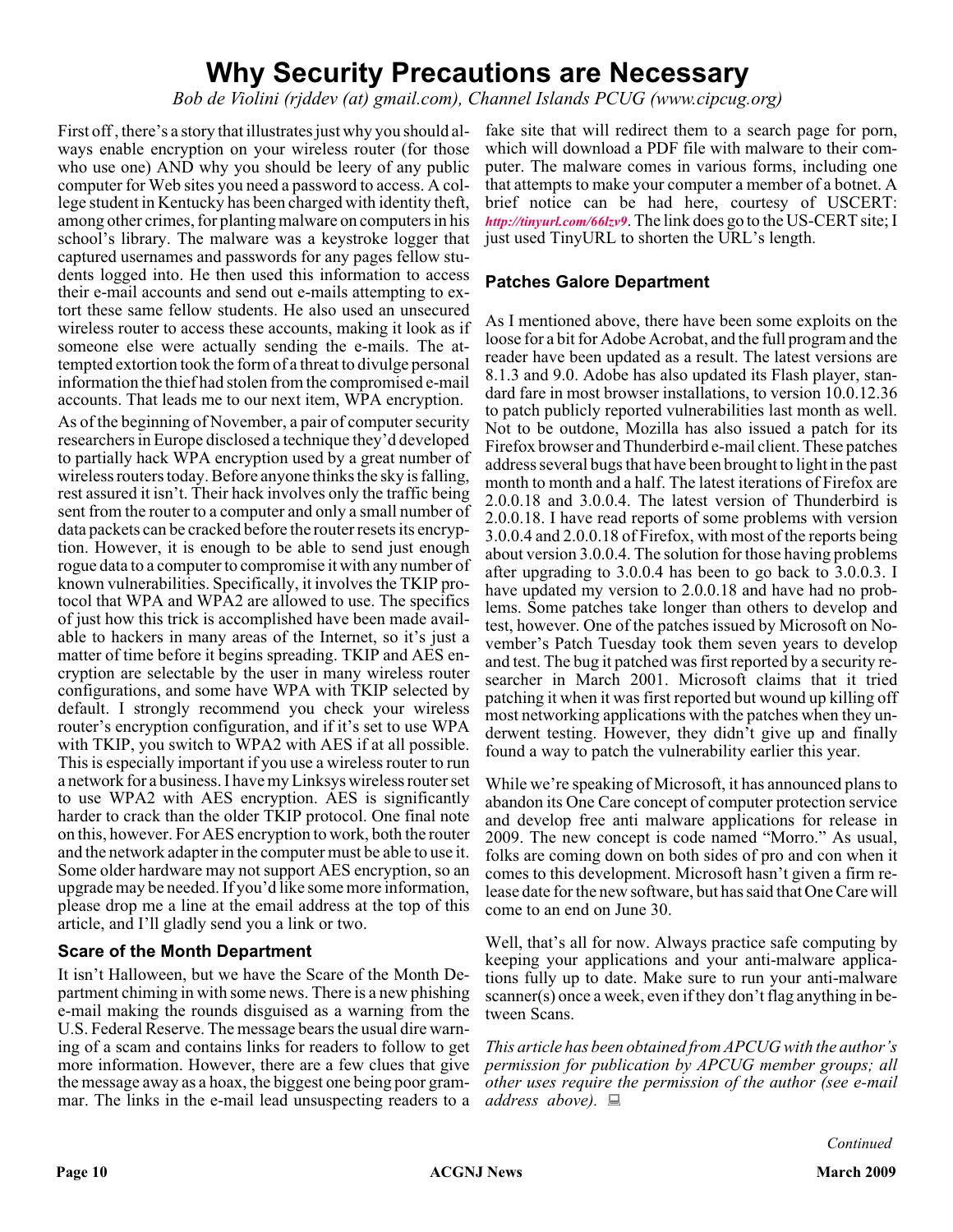# Why Security Precautions are Necessary

*Bob de Violini (rjddev (at) gmail.com), Channel Islands PCUG (www.cipcug.org)*

First off, there's a story that illustrates just why you should always enable encryption on your wireless router (for those who use one) AND why you should be leery of any public computer for Web sites you need a password to access. A college student in Kentucky has been charged with identity theft, among other crimes, for planting malware on computers in his school's library. The malware was a keystroke logger that captured usernames and passwords for any pages fellow students logged into. He then used this information to access their e-mail accounts and send out e-mails attempting to extort these same fellow students. He also used an unsecured wireless router to access these accounts, making it look as if someone else were actually sending the e-mails. The attempted extortion took the form of a threat to divulge personal information the thief had stolen from the compromised e-mail accounts. That leads me to our next item, WPA encryption.

As of the beginning of November, a pair of computer security researchers in Europe disclosed a technique they'd developed to partially hack WPA encryption used by a great number of wireless routers today. Before anyone thinks the sky is falling, rest assured it isn't. Their hack involves only the traffic being sent from the router to a computer and only a small number of data packets can be cracked before the router resets its encryption. However, it is enough to be able to send just enough rogue data to a computer to compromise it with any number of known vulnerabilities. Specifically, it involves the TKIP protocol that WPA and WPA2 are allowed to use. The specifics of just how this trick is accomplished have been made available to hackers in many areas of the Internet, so it's just a matter of time before it begins spreading. TKIP and AES encryption are selectable by the user in many wireless router configurations, and some have WPA with TKIP selected by default. I strongly recommend you check your wireless router's encryption configuration, and if it's set to use WPA with TKIP, you switch to WPA2 with AES if at all possible. This is especially important if you use a wireless router to run a network for a business. I have my Linksys wireless router set to use WPA2 with AES encryption. AES is significantly harder to crack than the older TKIP protocol. One final note on this, however. For AES encryption to work, both the router and the network adapter in the computer must be able to use it. Some older hardware may not support AES encryption, so an upgrade may be needed. If you'd like some more information, please drop me a line at the email address at the top of this article, and I'll gladly send you a link or two.

### Scare of the Month Department

It isn't Halloween, but we have the Scare of the Month Department chiming in with some news. There is a new phishing e-mail making the rounds disguised as a warning from the U.S. Federal Reserve. The message bears the usual dire warning of a scam and contains links for readers to follow to get more information. However, there are a few clues that give the message away as a hoax, the biggest one being poor grammar. The links in the e-mail lead unsuspecting readers to a fake site that will redirect them to a search page for porn, which will download a PDF file with malware to their computer. The malware comes in various forms, including one that attempts to make your computer a member of a botnet. A brief notice can be had here, courtesy of USCERT: *http://tinyurl.com/66lzv9*. The link does go to the US-CERT site; I just used TinyURL to shorten the URL's length.

### Patches Galore Department

As I mentioned above, there have been some exploits on the loose for a bit for Adobe Acrobat, and the full program and the reader have been updated as a result. The latest versions are 8.1.3 and 9.0. Adobe has also updated its Flash player, standard fare in most browser installations, to version 10.0.12.36 to patch publicly reported vulnerabilities last month as well. Not to be outdone, Mozilla has also issued a patch for its Firefox browser and Thunderbird e-mail client. These patches address several bugs that have been brought to light in the past month to month and a half. The latest iterations of Firefox are 2.0.0.18 and 3.0.0.4. The latest version of Thunderbird is 2.0.0.18. I have read reports of some problems with version 3.0.0.4 and 2.0.0.18 of Firefox, with most of the reports being about version 3.0.0.4. The solution for those having problems after upgrading to 3.0.0.4 has been to go back to 3.0.0.3. I have updated my version to 2.0.0.18 and have had no problems. Some patches take longer than others to develop and test, however. One of the patches issued by Microsoft on November's Patch Tuesday took them seven years to develop and test. The bug it patched was first reported by a security researcher in March 2001. Microsoft claims that it tried patching it when it was first reported but wound up killing off most networking applications with the patches when they underwent testing. However, they didn't give up and finally found a way to patch the vulnerability earlier this year.

While we're speaking of Microsoft, it has announced plans to abandon its One Care concept of computer protection service and develop free anti malware applications for release in 2009. The new concept is code named "Morro." As usual, folks are coming down on both sides of pro and con when it comes to this development. Microsoft hasn't given a firm release date for the new software, but has said that One Care will come to an end on June 30.

Well, that's all for now. Always practice safe computing by keeping your applications and your anti-malware applications fully up to date. Make sure to run your anti-malware scanner(s) once a week, even if they don't flag anything in between Scans.

*This article has been obtained from APCUG with the author's permission for publication by APCUG member groups; all other uses require the permission of the author (see e-mail address above).*

*Continued*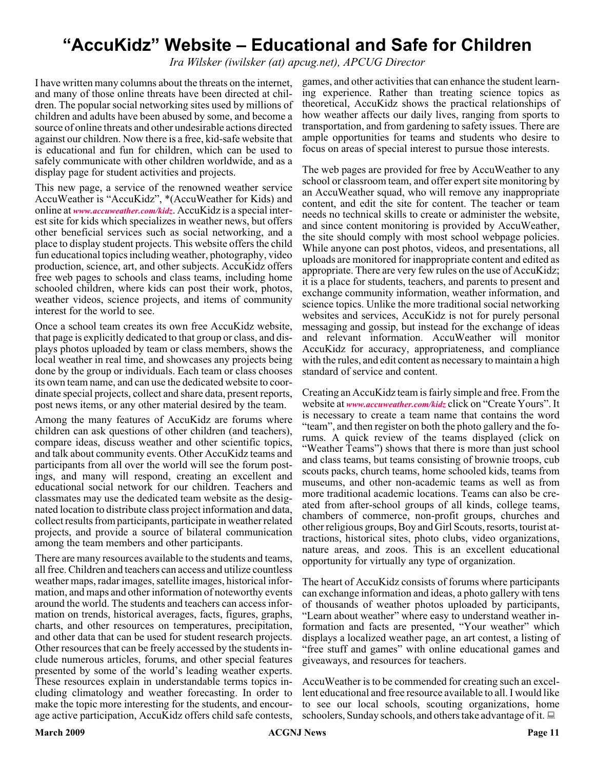# “AccuKidz” Website – Educational and Safe for Children

*Ira Wilsker (iwilsker (at) apcug.net), APCUG Director*

I have written many columns about the threats on the internet, and many of those online threats have been directed at children. The popular social networking sites used by millions of children and adults have been abused by some, and become a source of online threats and other undesirable actions directed against our children. Now there is a free, kid-safe website that is educational and fun for children, which can be used to safely communicate with other children worldwide, and as a display page for student activities and projects.

This new page, a service of the renowned weather service AccuWeather is “AccuKidz”, *(AccuWeather for Kids) and online at *www.accuweather.com/kidz*. AccuKidz is a special interest site for kids which specializes in weather news, but offers other beneficial services such as social networking, and a place to display student projects. This website offers the child fun educational topics including weather, photography, video production, science, art, and other subjects. AccuKidz offers free web pages to schools and class teams, including home schooled children, where kids can post their work, photos, weather videos, science projects, and items of community interest for the world to see.

Once a school team creates its own free AccuKidz website, that page is explicitly dedicated to that group or class, and displays photos uploaded by team or class members, shows the local weather in real time, and showcases any projects being done by the group or individuals. Each team or class chooses its own team name, and can use the dedicated website to coordinate special projects, collect and share data, present reports, post news items, or any other material desired by the team.

Among the many features of AccuKidz are forums where children can ask questions of other children (and teachers), compare ideas, discuss weather and other scientific topics, and talk about community events. Other AccuKidz teams and participants from all over the world will see the forum postings, and many will respond, creating an excellent and educational social network for our children. Teachers and classmates may use the dedicated team website as the designated location to distribute class project information and data, collect results from participants, participate in weather related projects, and provide a source of bilateral communication among the team members and other participants.

There are many resources available to the students and teams, all free. Children and teachers can access and utilize countless weather maps, radar images, satellite images, historical information, and maps and other information of noteworthy events around the world. The students and teachers can access information on trends, historical averages, facts, figures, graphs, charts, and other resources on temperatures, precipitation, and other data that can be used for student research projects. Other resources that can be freely accessed by the students include numerous articles, forums, and other special features presented by some of the world’s leading weather experts. These resources explain in understandable terms topics including climatology and weather forecasting. In order to make the topic more interesting for the students, and encourage active participation, AccuKidz offers child safe contests, games, and other activities that can enhance the student learning experience. Rather than treating science topics as theoretical, AccuKidz shows the practical relationships of how weather affects our daily lives, ranging from sports to transportation, and from gardening to safety issues. There are ample opportunities for teams and students who desire to focus on areas of special interest to pursue those interests.

The web pages are provided for free by AccuWeather to any school or classroom team, and offer expert site monitoring by an AccuWeather squad, who will remove any inappropriate content, and edit the site for content. The teacher or team needs no technical skills to create or administer the website, and since content monitoring is provided by AccuWeather, the site should comply with most school webpage policies. While anyone can post photos, videos, and presentations, all uploads are monitored for inappropriate content and edited as appropriate. There are very few rules on the use of AccuKidz; it is a place for students, teachers, and parents to present and exchange community information, weather information, and science topics. Unlike the more traditional social networking websites and services, AccuKidz is not for purely personal messaging and gossip, but instead for the exchange of ideas and relevant information. AccuWeather will monitor AccuKidz for accuracy, appropriateness, and compliance with the rules, and edit content as necessary to maintain a high standard of service and content.

Creating an AccuKidz team is fairly simple and free. From the website at *www.accuweather.com/kidz* click on “Create Yours”. It is necessary to create a team name that contains the word “team”, and then register on both the photo gallery and the forums. A quick review of the teams displayed (click on “Weather Teams”) shows that there is more than just school and class teams, but teams consisting of brownie troops, cub scouts packs, church teams, home schooled kids, teams from museums, and other non-academic teams as well as from more traditional academic locations. Teams can also be created from after-school groups of all kinds, college teams, chambers of commerce, non-profit groups, churches and other religious groups, Boy and Girl Scouts, resorts, tourist attractions, historical sites, photo clubs, video organizations, nature areas, and zoos. This is an excellent educational opportunity for virtually any type of organization.

The heart of AccuKidz consists of forums where participants can exchange information and ideas, a photo gallery with tens of thousands of weather photos uploaded by participants, “Learn about weather” where easy to understand weather information and facts are presented, “Your weather” which displays a localized weather page, an art contest, a listing of “free stuff and games” with online educational games and giveaways, and resources for teachers.

AccuWeather is to be commended for creating such an excellent educational and free resource available to all. I would like to see our local schools, scouting organizations, home schoolers, Sunday schools, and others take advantage of it.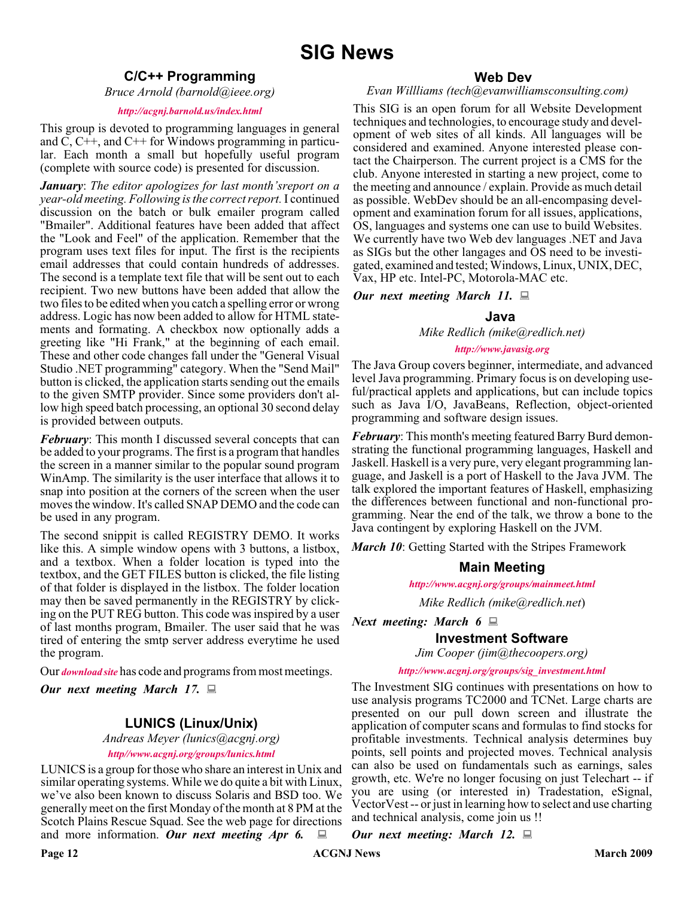# SIG News

## C/C++ Programming

*Bruce Arnold (barnold@ieee.org)*

*http://acgnj.barnold.us/index.html*

This group is devoted to programming languages in general and C, C++, and C++ for Windows programming in particular. Each month a small but hopefully useful program (complete with source code) is presented for discussion.

***January***: *The editor apologizes for last month'sreport on a year-old meeting. Following is the correct report.* I continued discussion on the batch or bulk emailer program called "Bmailer". Additional features have been added that affect the "Look and Feel" of the application. Remember that the program uses text files for input. The first is the recipients email addresses that could contain hundreds of addresses. The second is a template text file that will be sent out to each recipient. Two new buttons have been added that allow the two files to be edited when you catch a spelling error or wrong address. Logic has now been added to allow for HTML statements and formating. A checkbox now optionally adds a greeting like "Hi Frank," at the beginning of each email. These and other code changes fall under the "General Visual Studio .NET programming" category. When the "Send Mail" button is clicked, the application starts sending out the emails to the given SMTP provider. Since some providers don't allow high speed batch processing, an optional 30 second delay is provided between outputs.

***February***: This month I discussed several concepts that can be added to your programs. The first is a program that handles the screen in a manner similar to the popular sound program WinAmp. The similarity is the user interface that allows it to snap into position at the corners of the screen when the user moves the window. It's called SNAP DEMO and the code can be used in any program.

The second snippit is called REGISTRY DEMO. It works like this. A simple window opens with 3 buttons, a listbox, and a textbox. When a folder location is typed into the textbox, and the GET FILES button is clicked, the file listing of that folder is displayed in the listbox. The folder location may then be saved permanently in the REGISTRY by clicking on the PUT REG button. This code was inspired by a user of last months program, Bmailer. The user said that he was tired of entering the smtp server address everytime he used the program.

Our *download site* has code and programs from most meetings.

***Our next meeting March 17.***

## LUNICS (Linux/Unix)

*Andreas Meyer (lunics@acgnj.org)*

*http//www.acgnj.org/groups/lunics.html*

LUNICS is a group for those who share an interest in Unix and similar operating systems. While we do quite a bit with Linux, we've also been known to discuss Solaris and BSD too. We generally meet on the first Monday of the month at 8 PM at the Scotch Plains Rescue Squad. See the web page for directions and more information. ***Our next meeting Apr 6.***

## Web Dev

*Evan Willliams (tech@evanwilliamsconsulting.com)*

This SIG is an open forum for all Website Development techniques and technologies, to encourage study and development of web sites of all kinds. All languages will be considered and examined. Anyone interested please contact the Chairperson. The current project is a CMS for the club. Anyone interested in starting a new project, come to the meeting and announce / explain. Provide as much detail as possible. WebDev should be an all-encompasing development and examination forum for all issues, applications, OS, languages and systems one can use to build Websites. We currently have two Web dev languages .NET and Java as SIGs but the other langages and OS need to be investigated, examined and tested; Windows, Linux, UNIX, DEC, Vax, HP etc. Intel-PC, Motorola-MAC etc.

***Our next meeting March 11.***

## Java

*Mike Redlich (mike@redlich.net)*

*http://www.javasig.org*

The Java Group covers beginner, intermediate, and advanced level Java programming. Primary focus is on developing useful/practical applets and applications, but can include topics such as Java I/O, JavaBeans, Reflection, object-oriented programming and software design issues.

***February***: This month's meeting featured Barry Burd demonstrating the functional programming languages, Haskell and Jaskell. Haskell is a very pure, very elegant programming language, and Jaskell is a port of Haskell to the Java JVM. The talk explored the important features of Haskell, emphasizing the differences between functional and non-functional programming. Near the end of the talk, we throw a bone to the Java contingent by exploring Haskell on the JVM.

***March 10***: Getting Started with the Stripes Framework

## Main Meeting

*http://www.acgnj.org/groups/mainmeet.html*

*Mike Redlich (mike@redlich.net)*

***Next meeting: March 6***

## Investment Software

*Jim Cooper (jim@thecoopers.org)*

*http://www.acgnj.org/groups/sig_investment.html*

The Investment SIG continues with presentations on how to use analysis programs TC2000 and TCNet. Large charts are presented on our pull down screen and illustrate the application of computer scans and formulas to find stocks for profitable investments. Technical analysis determines buy points, sell points and projected moves. Technical analysis can also be used on fundamentals such as earnings, sales growth, etc. We're no longer focusing on just Telechart -- if you are using (or interested in) Tradestation, eSignal, VectorVest -- or just in learning how to select and use charting and technical analysis, come join us !!

***Our next meeting: March 12.***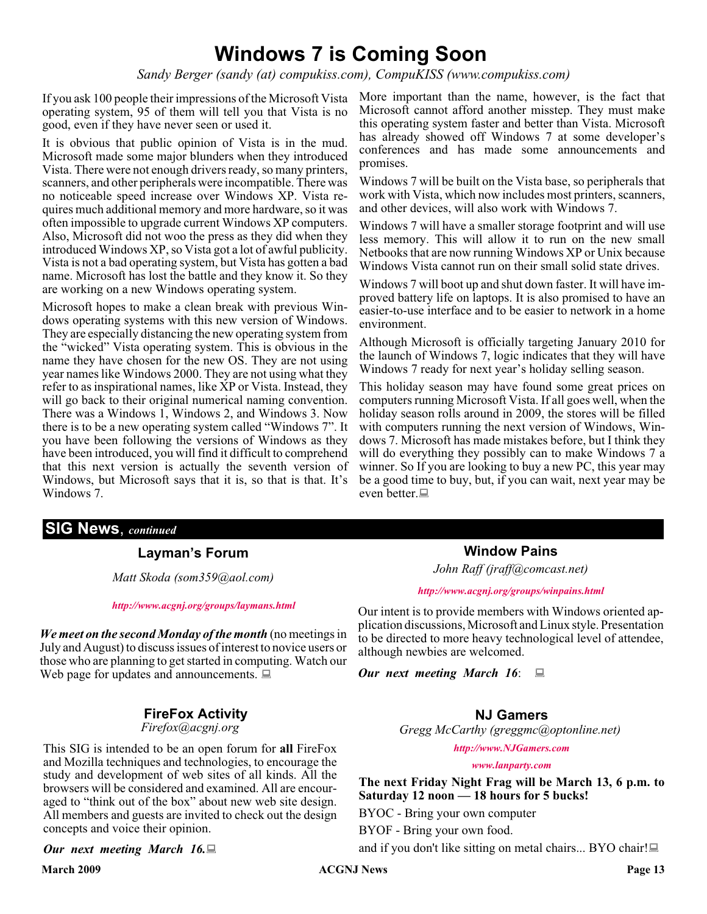# Windows 7 is Coming Soon

*Sandy Berger (sandy (at) compukiss.com), CompuKISS (www.compukiss.com)*

If you ask 100 people their impressions of the Microsoft Vista operating system, 95 of them will tell you that Vista is no good, even if they have never seen or used it.

It is obvious that public opinion of Vista is in the mud. Microsoft made some major blunders when they introduced Vista. There were not enough drivers ready, so many printers, scanners, and other peripherals were incompatible. There was no noticeable speed increase over Windows XP. Vista requires much additional memory and more hardware, so it was often impossible to upgrade current Windows XP computers. Also, Microsoft did not woo the press as they did when they introduced Windows XP, so Vista got a lot of awful publicity. Vista is not a bad operating system, but Vista has gotten a bad name. Microsoft has lost the battle and they know it. So they are working on a new Windows operating system.

Microsoft hopes to make a clean break with previous Windows operating systems with this new version of Windows. They are especially distancing the new operating system from the "wicked" Vista operating system. This is obvious in the name they have chosen for the new OS. They are not using year names like Windows 2000. They are not using what they refer to as inspirational names, like XP or Vista. Instead, they will go back to their original numerical naming convention. There was a Windows 1, Windows 2, and Windows 3. Now there is to be a new operating system called "Windows 7". It you have been following the versions of Windows as they have been introduced, you will find it difficult to comprehend that this next version is actually the seventh version of Windows, but Microsoft says that it is, so that is that. It's Windows 7.

More important than the name, however, is the fact that Microsoft cannot afford another misstep. They must make this operating system faster and better than Vista. Microsoft has already showed off Windows 7 at some developer's conferences and has made some announcements and promises.

Windows 7 will be built on the Vista base, so peripherals that work with Vista, which now includes most printers, scanners, and other devices, will also work with Windows 7.

Windows 7 will have a smaller storage footprint and will use less memory. This will allow it to run on the new small Netbooks that are now running Windows XP or Unix because Windows Vista cannot run on their small solid state drives.

Windows 7 will boot up and shut down faster. It will have improved battery life on laptops. It is also promised to have an easier-to-use interface and to be easier to network in a home environment.

Although Microsoft is officially targeting January 2010 for the launch of Windows 7, logic indicates that they will have Windows 7 ready for next year's holiday selling season.

This holiday season may have found some great prices on computers running Microsoft Vista. If all goes well, when the holiday season rolls around in 2009, the stores will be filled with computers running the next version of Windows, Windows 7. Microsoft has made mistakes before, but I think they will do everything they possibly can to make Windows 7 a winner. So If you are looking to buy a new PC, this year may be a good time to buy, but, if you can wait, next year may be even better.

## SIG News, *continued*

### Layman's Forum

*Matt Skoda (som359@aol.com)*

*http://www.acgnj.org/groups/laymans.html*

***We meet on the second Monday of the month*** (no meetings in July and August) to discuss issues of interest to novice users or those who are planning to get started in computing. Watch our Web page for updates and announcements.

### FireFox Activity

*Firefox@acgnj.org*

This SIG is intended to be an open forum for **all** FireFox and Mozilla techniques and technologies, to encourage the study and development of web sites of all kinds. All the browsers will be considered and examined. All are encouraged to "think out of the box" about new web site design. All members and guests are invited to check out the design concepts and voice their opinion.

***Our next meeting March 16.***

### Window Pains

*John Raff (jraff@comcast.net)*

*http://www.acgnj.org/groups/winpains.html*

Our intent is to provide members with Windows oriented application discussions, Microsoft and Linux style. Presentation to be directed to more heavy technological level of attendee, although newbies are welcomed.

***Our next meeting March 16***:

### NJ Gamers

*Gregg McCarthy (greggmc@optonline.net)*

*http://www.NJGamers.com*

*www.lanparty.com*

**The next Friday Night Frag will be March 13, 6 p.m. to Saturday 12 noon — 18 hours for 5 bucks!**

BYOC - Bring your own computer

BYOF - Bring your own food.

and if you don't like sitting on metal chairs... BYO chair!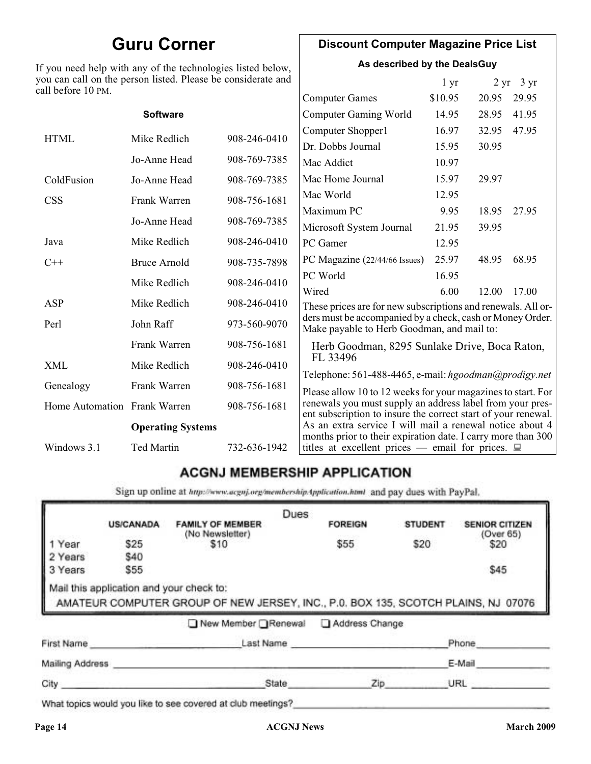## Guru Corner

If you need help with any of the technologies listed below, you can call on the person listed. Please be considerate and call before 10 PM.

| | **Software** | |
|---|---|---|
| HTML | Mike Redlich | 908-246-0410 |
| | Jo-Anne Head | 908-769-7385 |
| ColdFusion | Jo-Anne Head | 908-769-7385 |
| CSS | Frank Warren | 908-756-1681 |
| | Jo-Anne Head | 908-769-7385 |
| Java | Mike Redlich | 908-246-0410 |
| C++ | Bruce Arnold | 908-735-7898 |
| | Mike Redlich | 908-246-0410 |
| ASP | Mike Redlich | 908-246-0410 |
| Perl | John Raff | 973-560-9070 |
| | Frank Warren | 908-756-1681 |
| XML | Mike Redlich | 908-246-0410 |
| Genealogy | Frank Warren | 908-756-1681 |
| Home Automation | Frank Warren | 908-756-1681 |
| | **Operating Systems** | |
| Windows 3.1 | Ted Martin | 732-636-1942 |

## Discount Computer Magazine Price List

**As described by the DealsGuy**

| | 1 yr | 2 yr | 3 yr |
|---|---|---|---|
| Computer Games | $10.95 | 20.95 | 29.95 |
| Computer Gaming World | 14.95 | 28.95 | 41.95 |
| Computer Shopper1 | 16.97 | 32.95 | 47.95 |
| Dr. Dobbs Journal | 15.95 | 30.95 | |
| Mac Addict | 10.97 | | |
| Mac Home Journal | 15.97 | 29.97 | |
| Mac World | 12.95 | | |
| Maximum PC | 9.95 | 18.95 | 27.95 |
| Microsoft System Journal | 21.95 | 39.95 | |
| PC Gamer | 12.95 | | |
| PC Magazine (22/44/66 Issues) | 25.97 | 48.95 | 68.95 |
| PC World | 16.95 | | |
| Wired | 6.00 | 12.00 | 17.00 |

These prices are for new subscriptions and renewals. All orders must be accompanied by a check, cash or Money Order. Make payable to Herb Goodman, and mail to:

Herb Goodman, 8295 Sunlake Drive, Boca Raton, FL 33496

Telephone: 561-488-4465, e-mail: *hgoodman@prodigy.net*

Please allow 10 to 12 weeks for your magazines to start. For renewals you must supply an address label from your present subscription to insure the correct start of your renewal. As an extra service I will mail a renewal notice about 4 months prior to their expiration date. I carry more than 300 titles at excellent prices — email for prices.

## ACGNJ MEMBERSHIP APPLICATION

Sign up online at http://www.acgnj.org/membershipApplication.html and pay dues with PayPal.

**Dues**

| | US/CANADA | FAMILY OF MEMBER (No Newsletter) | FOREIGN | STUDENT | SENIOR CITIZEN (Over 65) |
|---|---|---|---|---|---|
| 1 Year | $25 | $10 | $55 | $20 | $20 |
| 2 Years | $40 | | | | |
| 3 Years | $55 | | | | $45 |

Mail this application and your check to:

AMATEUR COMPUTER GROUP OF NEW JERSEY, INC., P.0. BOX 135, SCOTCH PLAINS, NJ 07076

☐ New Member ☐ Renewal ☐ Address Change

First Name ____________ Last Name ____________ Phone ____________

Mailing Address ________________________ E-Mail ____________

City ____________ State ______ Zip ______ URL ____________

What topics would you like to see covered at club meetings? ____________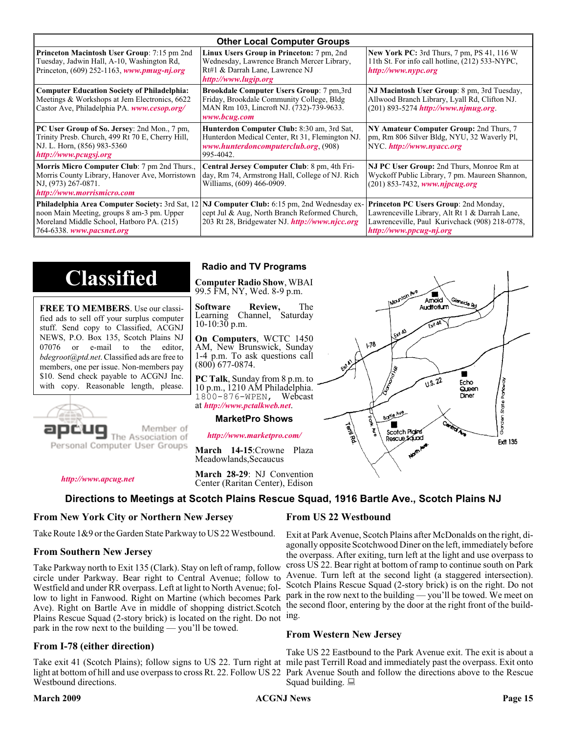## Other Local Computer Groups

| | | |
|---|---|---|
| **Princeton Macintosh User Group**: 7:15 pm 2nd Tuesday, Jadwin Hall, A-10, Washington Rd, Princeton, (609) 252-1163, ***www.pmug-nj.org*** | **Linux Users Group in Princeton:** 7 pm, 2nd Wednesday, Lawrence Branch Mercer Library, Rt#1 & Darrah Lane, Lawrence NJ ***http://www.lugip.org*** | **New York PC:** 3rd Thurs, 7 pm, PS 41, 116 W 11th St. For info call hotline, (212) 533-NYPC, ***http://www.nypc.org*** |
| **Computer Education Society of Philadelphia:** Meetings & Workshops at Jem Electronics, 6622 Castor Ave, Philadelphia PA. ***www.cesop.org/*** | **Brookdale Computer Users Group**: 7 pm,3rd Friday, Brookdale Community College, Bldg MAN Rm 103, Lincroft NJ. (732)-739-9633. ***www.bcug.com*** | **NJ Macintosh User Group**: 8 pm, 3rd Tuesday, Allwood Branch Library, Lyall Rd, Clifton NJ. (201) 893-5274 ***http://www.njmug.org***. |
| **PC User Group of So. Jersey**: 2nd Mon., 7 pm, Trinity Presb. Church, 499 Rt 70 E, Cherry Hill, NJ. L. Horn, (856) 983-5360 ***http://www.pcugsj.org*** | **Hunterdon Computer Club:** 8:30 am, 3rd Sat, Hunterdon Medical Center, Rt 31, Flemington NJ. ***www.hunterdoncomputerclub.org***, (908) 995-4042. | **NY Amateur Computer Group:** 2nd Thurs, 7 pm, Rm 806 Silver Bldg, NYU, 32 Waverly Pl, NYC. ***http://www.nyacc.org*** |
| **Morris Micro Computer Club**: 7 pm 2nd Thurs., Morris County Library, Hanover Ave, Morristown NJ, (973) 267-0871. ***http://www.morrismicro.com*** | **Central Jersey Computer Club**: 8 pm, 4th Friday, Rm 74, Armstrong Hall, College of NJ. Rich Williams, (609) 466-0909. | **NJ PC User Group:** 2nd Thurs, Monroe Rm at Wyckoff Public Library, 7 pm. Maureen Shannon, (201) 853-7432, ***www.njpcug.org*** |
| **Philadelphia Area Computer Society:** 3rd Sat, 12 noon Main Meeting, groups 8 am-3 pm. Upper Moreland Middle School, Hatboro PA. (215) 764-6338. ***www.pacsnet.org*** | **NJ Computer Club:** 6:15 pm, 2nd Wednesday except Jul & Aug, North Branch Reformed Church, 203 Rt 28, Bridgewater NJ. ***http://www.njcc.org*** | **Princeton PC Users Group**: 2nd Monday, Lawrenceville Library, Alt Rt 1 & Darrah Lane, Lawrenceville, Paul Kurivchack (908) 218-0778, ***http://www.ppcug-nj.org*** |

# Classified

**FREE TO MEMBERS**. Use our classified ads to sell off your surplus computer stuff. Send copy to Classified, ACGNJ NEWS, P.O. Box 135, Scotch Plains NJ 07076 or e-mail to the editor, *bdegroot@ptd.net*. Classified ads are free to members, one per issue. Non-members pay $10. Send check payable to ACGNJ Inc. with copy. Reasonable length, please.

apcug Member of The Association of Personal Computer User Groups

***http://www.apcug.net***

## Radio and TV Programs

**Computer Radio Show**, WBAI 99.5 FM, NY, Wed. 8-9 p.m.

**Software Review,** The Learning Channel, Saturday 10-10:30 p.m.

**On Computers**, WCTC 1450 AM, New Brunswick, Sunday 1-4 p.m. To ask questions call (800) 677-0874.

**PC Talk**, Sunday from 8 p.m. to 10 p.m., 1210 AM Philadelphia. 1800-876-WPEN, Webcast at ***http://www.pctalkweb.net***.

## MarketPro Shows

***http://www.marketpro.com/***

**March 14-15**:Crowne Plaza Meadowlands,Secaucus

**March 28-29**: NJ Convention Center (Raritan Center), Edison

## Directions to Meetings at Scotch Plains Rescue Squad, 1916 Bartle Ave., Scotch Plains NJ

### From New York City or Northern New Jersey

Take Route 1&9 or the Garden State Parkway to US 22 Westbound.

### From Southern New Jersey

Take Parkway north to Exit 135 (Clark). Stay on left of ramp, follow circle under Parkway. Bear right to Central Avenue; follow to Westfield and under RR overpass. Left at light to North Avenue; follow to light in Fanwood. Right on Martine (which becomes Park Ave). Right on Bartle Ave in middle of shopping district.Scotch Plains Rescue Squad (2-story brick) is located on the right. Do not park in the row next to the building — you'll be towed.

### From I-78 (either direction)

Take exit 41 (Scotch Plains); follow signs to US 22. Turn right at light at bottom of hill and use overpass to cross Rt. 22. Follow US 22 Westbound directions.

### From US 22 Westbound

Exit at Park Avenue, Scotch Plains after McDonalds on the right, diagonally opposite Scotchwood Diner on the left, immediately before the overpass. After exiting, turn left at the light and use overpass to cross US 22. Bear right at bottom of ramp to continue south on Park Avenue. Turn left at the second light (a staggered intersection). Scotch Plains Rescue Squad (2-story brick) is on the right. Do not park in the row next to the building — you'll be towed. We meet on the second floor, entering by the door at the right front of the building.

### From Western New Jersey

Take US 22 Eastbound to the Park Avenue exit. The exit is about a mile past Terrill Road and immediately past the overpass. Exit onto Park Avenue South and follow the directions above to the Rescue Squad building.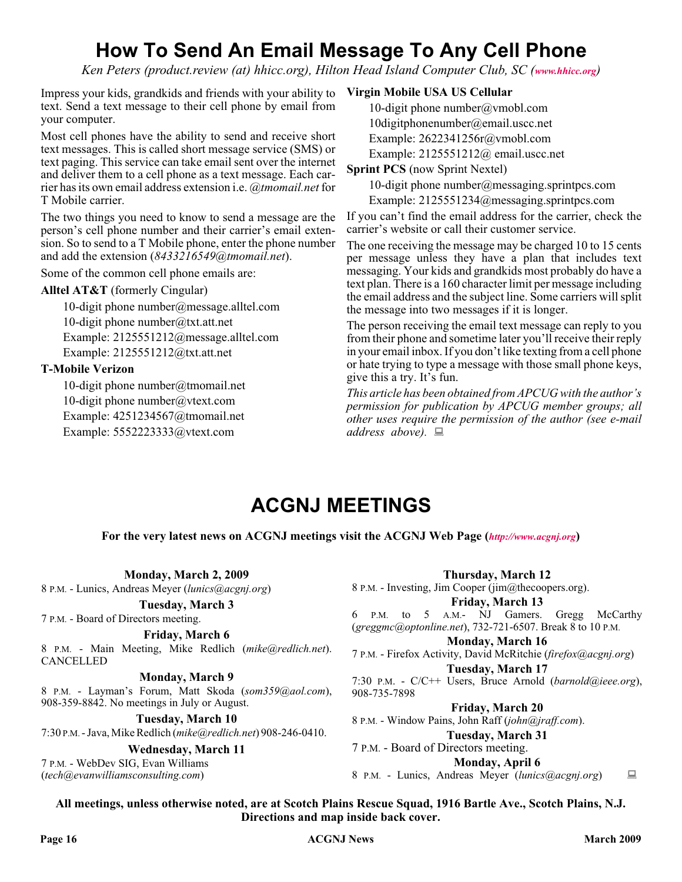# How To Send An Email Message To Any Cell Phone

*Ken Peters (product.review (at) hhicc.org), Hilton Head Island Computer Club, SC (www.hhicc.org)*

Impress your kids, grandkids and friends with your ability to text. Send a text message to their cell phone by email from your computer.

Most cell phones have the ability to send and receive short text messages. This is called short message service (SMS) or text paging. This service can take email sent over the internet and deliver them to a cell phone as a text message. Each carrier has its own email address extension i.e. *@tmomail.net* for T Mobile carrier.

The two things you need to know to send a message are the person's cell phone number and their carrier's email extension. So to send to a T Mobile phone, enter the phone number and add the extension (*8433216549@tmomail.net*).

Some of the common cell phone emails are:

**Alltel AT&T** (formerly Cingular)

10-digit phone number@message.alltel.com
10-digit phone number@txt.att.net
Example: 2125551212@message.alltel.com
Example: 2125551212@txt.att.net

**T-Mobile Verizon**

10-digit phone number@tmomail.net
10-digit phone number@vtext.com
Example: 4251234567@tmomail.net
Example: 5552223333@vtext.com

**Virgin Mobile USA US Cellular**

10-digit phone number@vmobl.com
10digitphonenumber@email.uscc.net
Example: 2622341256r@vmobl.com
Example: 2125551212@ email.uscc.net

**Sprint PCS** (now Sprint Nextel)

10-digit phone number@messaging.sprintpcs.com
Example: 2125551234@messaging.sprintpcs.com

If you can't find the email address for the carrier, check the carrier's website or call their customer service.

The one receiving the message may be charged 10 to 15 cents per message unless they have a plan that includes text messaging. Your kids and grandkids most probably do have a text plan. There is a 160 character limit per message including the email address and the subject line. Some carriers will split the message into two messages if it is longer.

The person receiving the email text message can reply to you from their phone and sometime later you'll receive their reply in your email inbox. If you don't like texting from a cell phone or hate trying to type a message with those small phone keys, give this a try. It's fun.

*This article has been obtained from APCUG with the author's permission for publication by APCUG member groups; all other uses require the permission of the author (see e-mail address above).*

# ACGNJ MEETINGS

**For the very latest news on ACGNJ meetings visit the ACGNJ Web Page (*http://www.acgnj.org*)**

**Monday, March 2, 2009**
8 P.M. - Lunics, Andreas Meyer (*lunics@acgnj.org*)

**Tuesday, March 3**
7 P.M. - Board of Directors meeting.

**Friday, March 6**
8 P.M. - Main Meeting, Mike Redlich (*mike@redlich.net*). CANCELLED

**Monday, March 9**
8 P.M. - Layman's Forum, Matt Skoda (*som359@aol.com*), 908-359-8842. No meetings in July or August.

**Tuesday, March 10**
7:30 P.M. - Java, Mike Redlich (*mike@redlich.net*) 908-246-0410.

**Wednesday, March 11**
7 P.M. - WebDev SIG, Evan Williams (*tech@evanwilliamsconsulting.com*)

**Thursday, March 12**
8 P.M. - Investing, Jim Cooper (jim@thecoopers.org).

**Friday, March 13**
6 P.M. to 5 A.M.- NJ Gamers. Gregg McCarthy (*greggmc@optonline.net*), 732-721-6507. Break 8 to 10 P.M.

**Monday, March 16**
7 P.M. - Firefox Activity, David McRitchie (*firefox@acgnj.org*)

**Tuesday, March 17**
7:30 P.M. - C/C++ Users, Bruce Arnold (*barnold@ieee.org*), 908-735-7898

**Friday, March 20**
8 P.M. - Window Pains, John Raff (*john@jraff.com*).

**Tuesday, March 31**
7 P.M. - Board of Directors meeting.

**Monday, April 6**
8 P.M. - Lunics, Andreas Meyer (*lunics@acgnj.org*)

**All meetings, unless otherwise noted, are at Scotch Plains Rescue Squad, 1916 Bartle Ave., Scotch Plains, N.J. Directions and map inside back cover.**